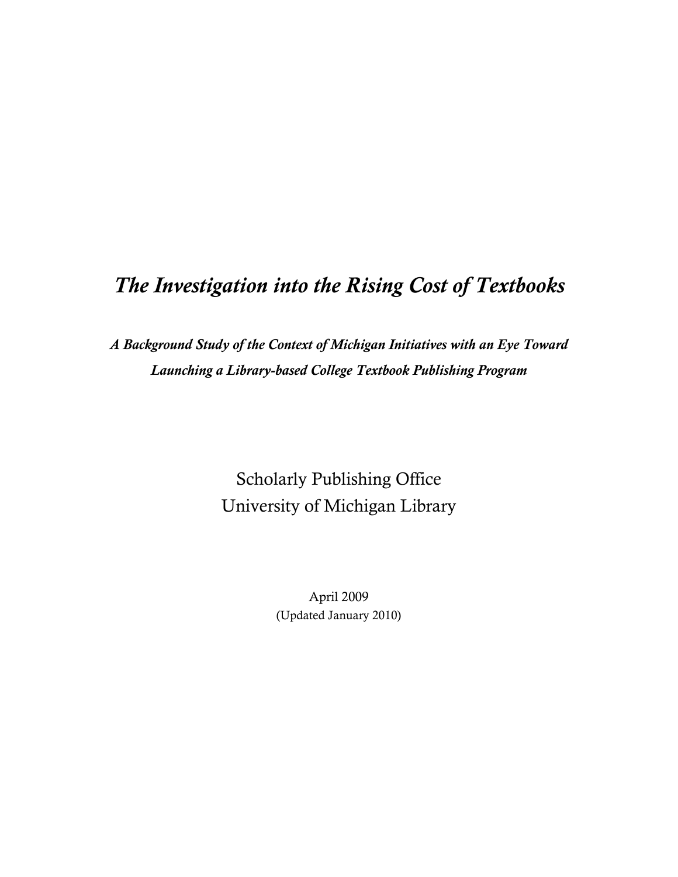# *The Investigation into the Rising Cost of Textbooks*

***A Background Study of the Context of Michigan Initiatives with an Eye Toward Launching a Library-based College Textbook Publishing Program***

Scholarly Publishing Office
University of Michigan Library

April 2009
(Updated January 2010)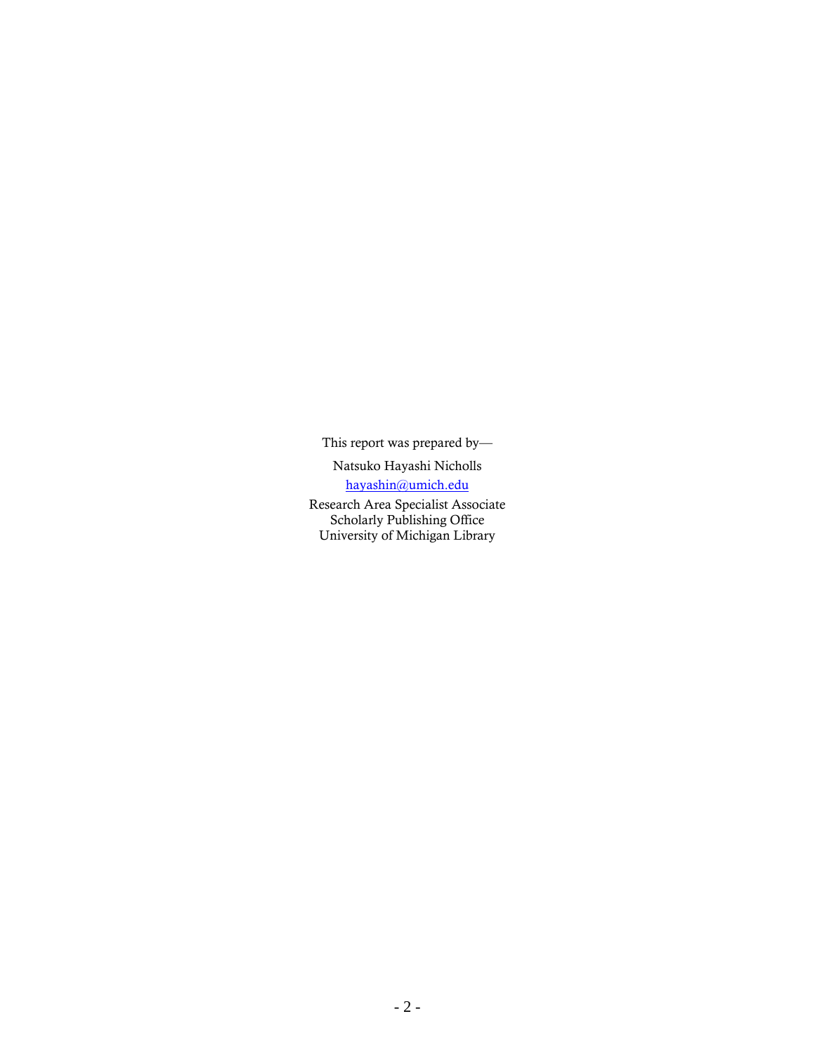This report was prepared by—

Natsuko Hayashi Nicholls

hayashin@umich.edu

Research Area Specialist Associate
Scholarly Publishing Office
University of Michigan Library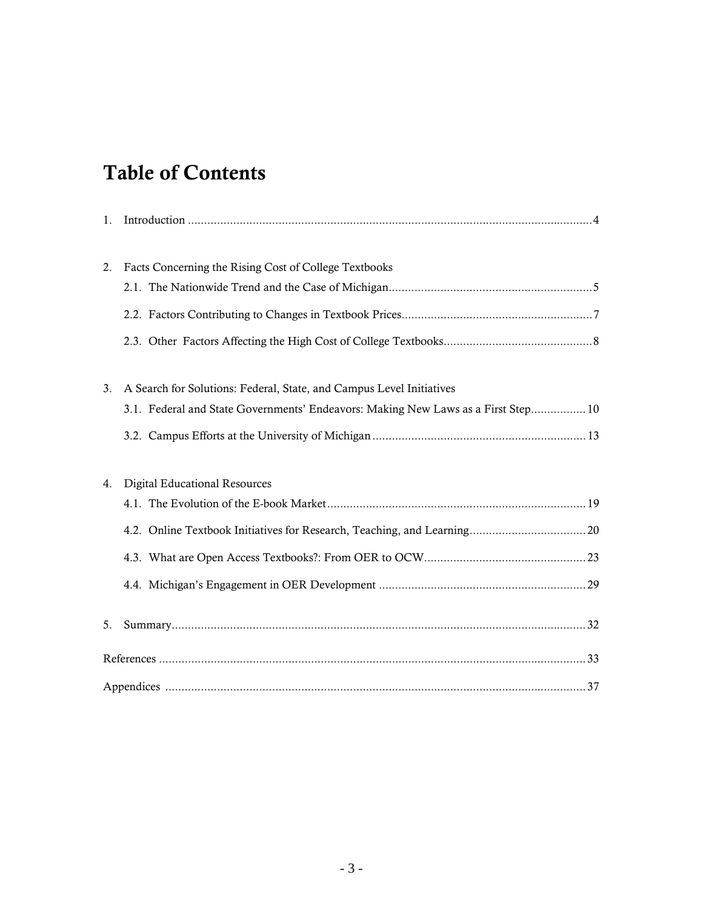# Table of Contents

1. Introduction ........................................................................................................................ 4

2. Facts Concerning the Rising Cost of College Textbooks
   - 2.1. The Nationwide Trend and the Case of Michigan............................................................ 5
   - 2.2. Factors Contributing to Changes in Textbook Prices....................................................... 7
   - 2.3. Other Factors Affecting the High Cost of College Textbooks........................................... 8

3. A Search for Solutions: Federal, State, and Campus Level Initiatives
   - 3.1. Federal and State Governments' Endeavors: Making New Laws as a First Step................ 10
   - 3.2. Campus Efforts at the University of Michigan ................................................................ 13

4. Digital Educational Resources
   - 4.1. The Evolution of the E-book Market .............................................................................. 19
   - 4.2. Online Textbook Initiatives for Research, Teaching, and Learning.................................. 20
   - 4.3. What are Open Access Textbooks?: From OER to OCW................................................ 23
   - 4.4. Michigan's Engagement in OER Development ............................................................... 29

5. Summary............................................................................................................................ 32

References ................................................................................................................................ 33

Appendices ............................................................................................................................... 37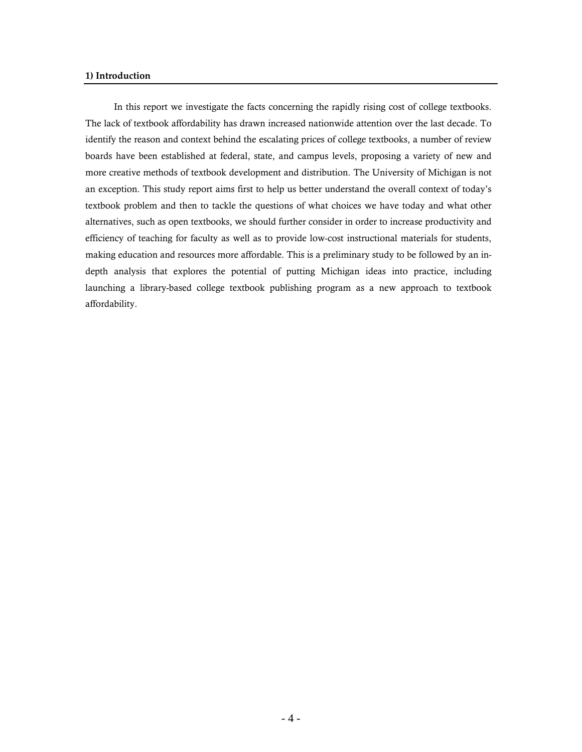## 1) Introduction

In this report we investigate the facts concerning the rapidly rising cost of college textbooks. The lack of textbook affordability has drawn increased nationwide attention over the last decade. To identify the reason and context behind the escalating prices of college textbooks, a number of review boards have been established at federal, state, and campus levels, proposing a variety of new and more creative methods of textbook development and distribution. The University of Michigan is not an exception. This study report aims first to help us better understand the overall context of today's textbook problem and then to tackle the questions of what choices we have today and what other alternatives, such as open textbooks, we should further consider in order to increase productivity and efficiency of teaching for faculty as well as to provide low-cost instructional materials for students, making education and resources more affordable. This is a preliminary study to be followed by an in-depth analysis that explores the potential of putting Michigan ideas into practice, including launching a library-based college textbook publishing program as a new approach to textbook affordability.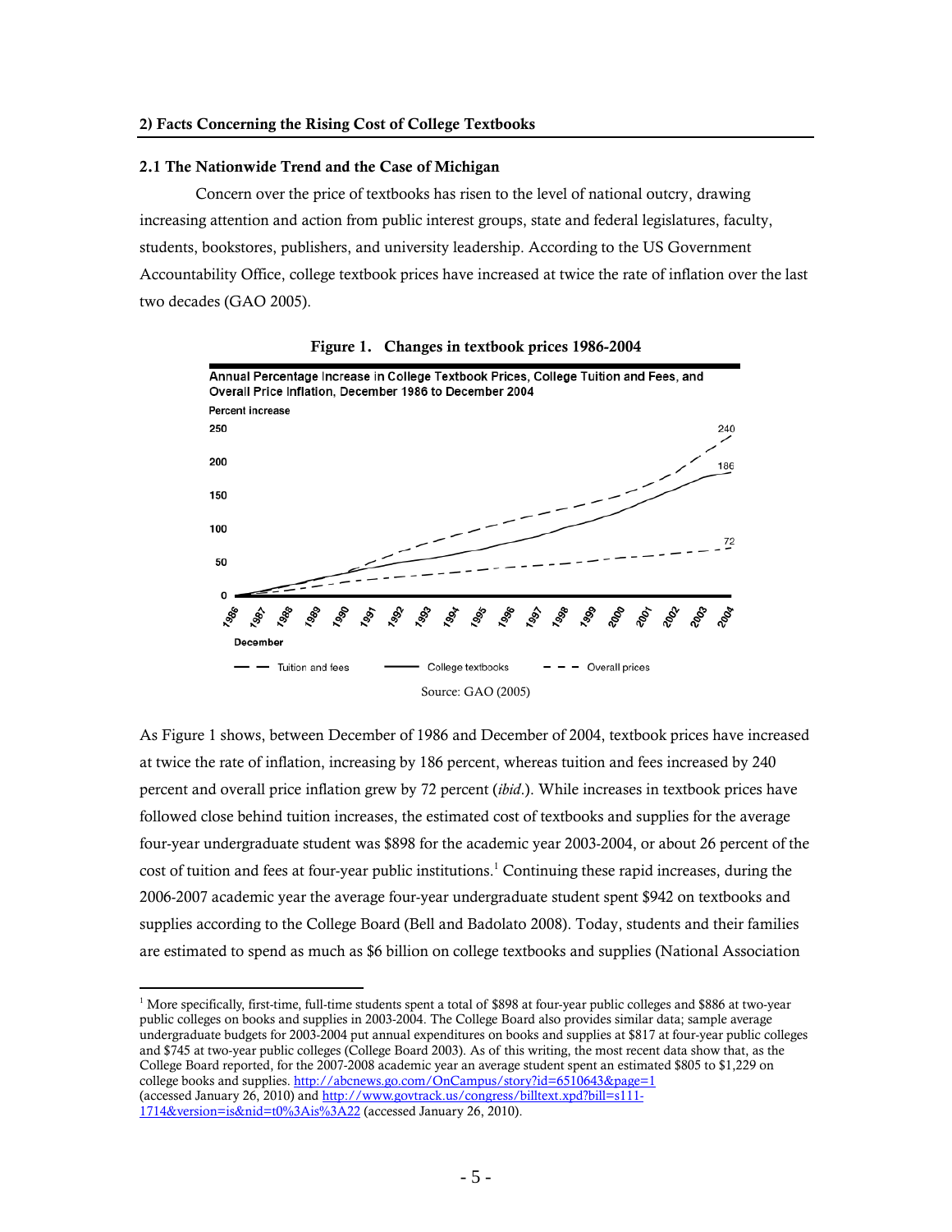## 2) Facts Concerning the Rising Cost of College Textbooks

### 2.1 The Nationwide Trend and the Case of Michigan

Concern over the price of textbooks has risen to the level of national outcry, drawing increasing attention and action from public interest groups, state and federal legislatures, faculty, students, bookstores, publishers, and university leadership. According to the US Government Accountability Office, college textbook prices have increased at twice the rate of inflation over the last two decades (GAO 2005).

**Figure 1. Changes in textbook prices 1986-2004**

Annual Percentage Increase in College Textbook Prices, College Tuition and Fees, and Overall Price Inflation, December 1986 to December 2004

Source: GAO (2005)

As Figure 1 shows, between December of 1986 and December of 2004, textbook prices have increased at twice the rate of inflation, increasing by 186 percent, whereas tuition and fees increased by 240 percent and overall price inflation grew by 72 percent (*ibid*.). While increases in textbook prices have followed close behind tuition increases, the estimated cost of textbooks and supplies for the average four-year undergraduate student was $898 for the academic year 2003-2004, or about 26 percent of the cost of tuition and fees at four-year public institutions.[1] Continuing these rapid increases, during the 2006-2007 academic year the average four-year undergraduate student spent $942 on textbooks and supplies according to the College Board (Bell and Badolato 2008). Today, students and their families are estimated to spend as much as $6 billion on college textbooks and supplies (National Association

---

[1] More specifically, first-time, full-time students spent a total of $898 at four-year public colleges and $886 at two-year public colleges on books and supplies in 2003-2004. The College Board also provides similar data; sample average undergraduate budgets for 2003-2004 put annual expenditures on books and supplies at $817 at four-year public colleges and $745 at two-year public colleges (College Board 2003). As of this writing, the most recent data show that, as the College Board reported, for the 2007-2008 academic year an average student spent an estimated $805 to $1,229 on college books and supplies. http://abcnews.go.com/OnCampus/story?id=6510643&page=1 (accessed January 26, 2010) and http://www.govtrack.us/congress/billtext.xpd?bill=s111-1714&version=is&nid=t0%3Ais%3A22 (accessed January 26, 2010).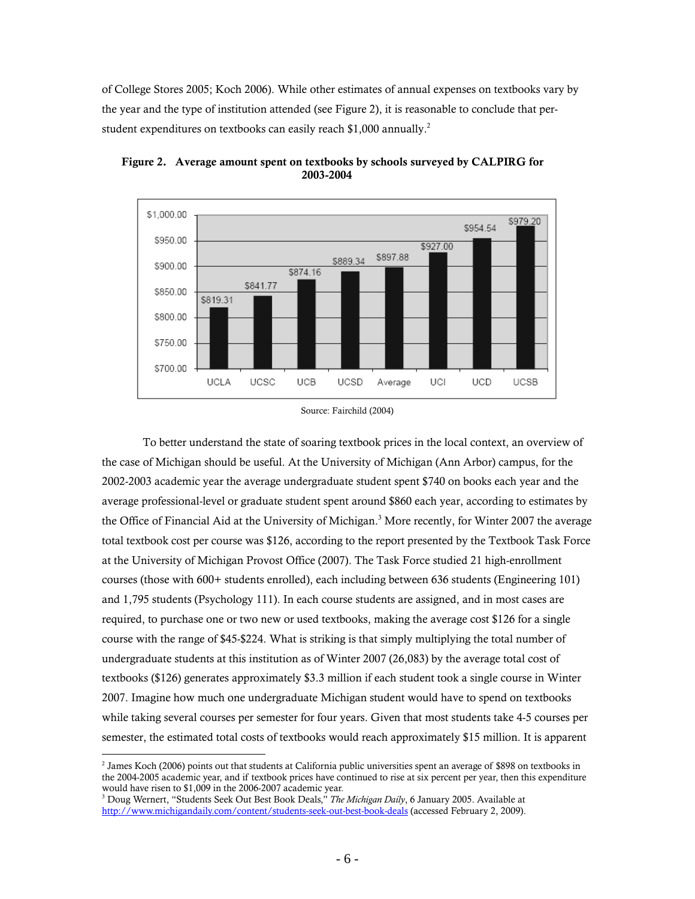of College Stores 2005; Koch 2006). While other estimates of annual expenses on textbooks vary by the year and the type of institution attended (see Figure 2), it is reasonable to conclude that per-student expenditures on textbooks can easily reach $1,000 annually.[2]

**Figure 2. Average amount spent on textbooks by schools surveyed by CALPIRG for 2003-2004**

| School | Amount |
|---|---|
| UCLA | $819.31 |
| UCSC | $841.77 |
| UCB | $874.16 |
| UCSD | $889.34 |
| Average | $897.88 |
| UCI | $927.00 |
| UCD | $954.54 |
| UCSB | $979.20 |

Source: Fairchild (2004)

To better understand the state of soaring textbook prices in the local context, an overview of the case of Michigan should be useful. At the University of Michigan (Ann Arbor) campus, for the 2002-2003 academic year the average undergraduate student spent $740 on books each year and the average professional-level or graduate student spent around $860 each year, according to estimates by the Office of Financial Aid at the University of Michigan.[3] More recently, for Winter 2007 the average total textbook cost per course was $126, according to the report presented by the Textbook Task Force at the University of Michigan Provost Office (2007). The Task Force studied 21 high-enrollment courses (those with 600+ students enrolled), each including between 636 students (Engineering 101) and 1,795 students (Psychology 111). In each course students are assigned, and in most cases are required, to purchase one or two new or used textbooks, making the average cost $126 for a single course with the range of $45-$224. What is striking is that simply multiplying the total number of undergraduate students at this institution as of Winter 2007 (26,083) by the average total cost of textbooks ($126) generates approximately $3.3 million if each student took a single course in Winter 2007. Imagine how much one undergraduate Michigan student would have to spend on textbooks while taking several courses per semester for four years. Given that most students take 4-5 courses per semester, the estimated total costs of textbooks would reach approximately $15 million. It is apparent

---

[2] James Koch (2006) points out that students at California public universities spent an average of $898 on textbooks in the 2004-2005 academic year, and if textbook prices have continued to rise at six percent per year, then this expenditure would have risen to $1,009 in the 2006-2007 academic year.

[3] Doug Wernert, "Students Seek Out Best Book Deals," *The Michigan Daily*, 6 January 2005. Available at http://www.michigandaily.com/content/students-seek-out-best-book-deals (accessed February 2, 2009).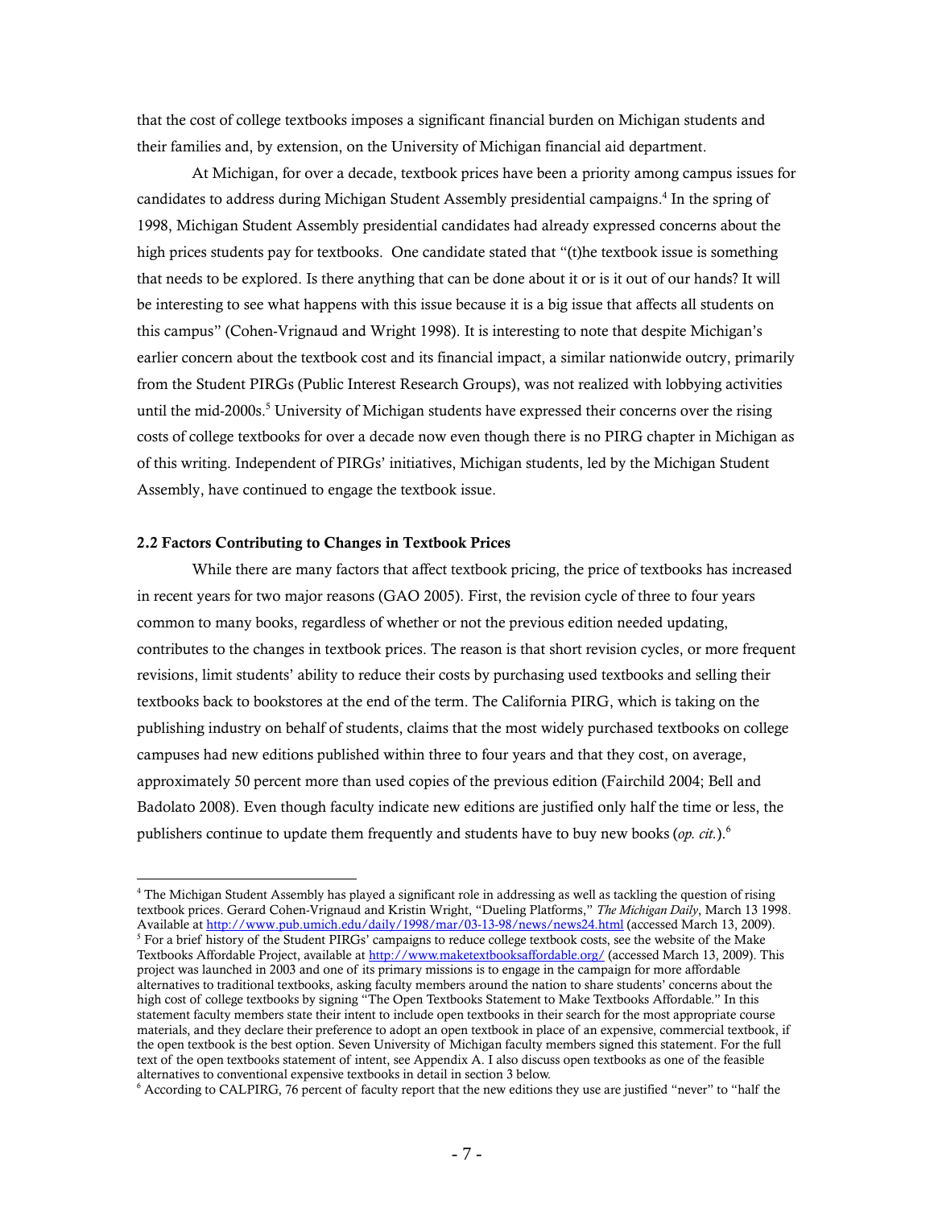that the cost of college textbooks imposes a significant financial burden on Michigan students and their families and, by extension, on the University of Michigan financial aid department.

At Michigan, for over a decade, textbook prices have been a priority among campus issues for candidates to address during Michigan Student Assembly presidential campaigns.[4] In the spring of 1998, Michigan Student Assembly presidential candidates had already expressed concerns about the high prices students pay for textbooks. One candidate stated that "(t)he textbook issue is something that needs to be explored. Is there anything that can be done about it or is it out of our hands? It will be interesting to see what happens with this issue because it is a big issue that affects all students on this campus" (Cohen-Vrignaud and Wright 1998). It is interesting to note that despite Michigan's earlier concern about the textbook cost and its financial impact, a similar nationwide outcry, primarily from the Student PIRGs (Public Interest Research Groups), was not realized with lobbying activities until the mid-2000s.[5] University of Michigan students have expressed their concerns over the rising costs of college textbooks for over a decade now even though there is no PIRG chapter in Michigan as of this writing. Independent of PIRGs' initiatives, Michigan students, led by the Michigan Student Assembly, have continued to engage the textbook issue.

### 2.2 Factors Contributing to Changes in Textbook Prices

While there are many factors that affect textbook pricing, the price of textbooks has increased in recent years for two major reasons (GAO 2005). First, the revision cycle of three to four years common to many books, regardless of whether or not the previous edition needed updating, contributes to the changes in textbook prices. The reason is that short revision cycles, or more frequent revisions, limit students' ability to reduce their costs by purchasing used textbooks and selling their textbooks back to bookstores at the end of the term. The California PIRG, which is taking on the publishing industry on behalf of students, claims that the most widely purchased textbooks on college campuses had new editions published within three to four years and that they cost, on average, approximately 50 percent more than used copies of the previous edition (Fairchild 2004; Bell and Badolato 2008). Even though faculty indicate new editions are justified only half the time or less, the publishers continue to update them frequently and students have to buy new books (*op. cit.*).[6]

---

[4] The Michigan Student Assembly has played a significant role in addressing as well as tackling the question of rising textbook prices. Gerard Cohen-Vrignaud and Kristin Wright, "Dueling Platforms," *The Michigan Daily*, March 13 1998. Available at http://www.pub.umich.edu/daily/1998/mar/03-13-98/news/news24.html (accessed March 13, 2009).

[5] For a brief history of the Student PIRGs' campaigns to reduce college textbook costs, see the website of the Make Textbooks Affordable Project, available at http://www.maketextbooksaffordable.org/ (accessed March 13, 2009). This project was launched in 2003 and one of its primary missions is to engage in the campaign for more affordable alternatives to traditional textbooks, asking faculty members around the nation to share students' concerns about the high cost of college textbooks by signing "The Open Textbooks Statement to Make Textbooks Affordable." In this statement faculty members state their intent to include open textbooks in their search for the most appropriate course materials, and they declare their preference to adopt an open textbook in place of an expensive, commercial textbook, if the open textbook is the best option. Seven University of Michigan faculty members signed this statement. For the full text of the open textbooks statement of intent, see Appendix A. I also discuss open textbooks as one of the feasible alternatives to conventional expensive textbooks in detail in section 3 below.

[6] According to CALPIRG, 76 percent of faculty report that the new editions they use are justified "never" to "half the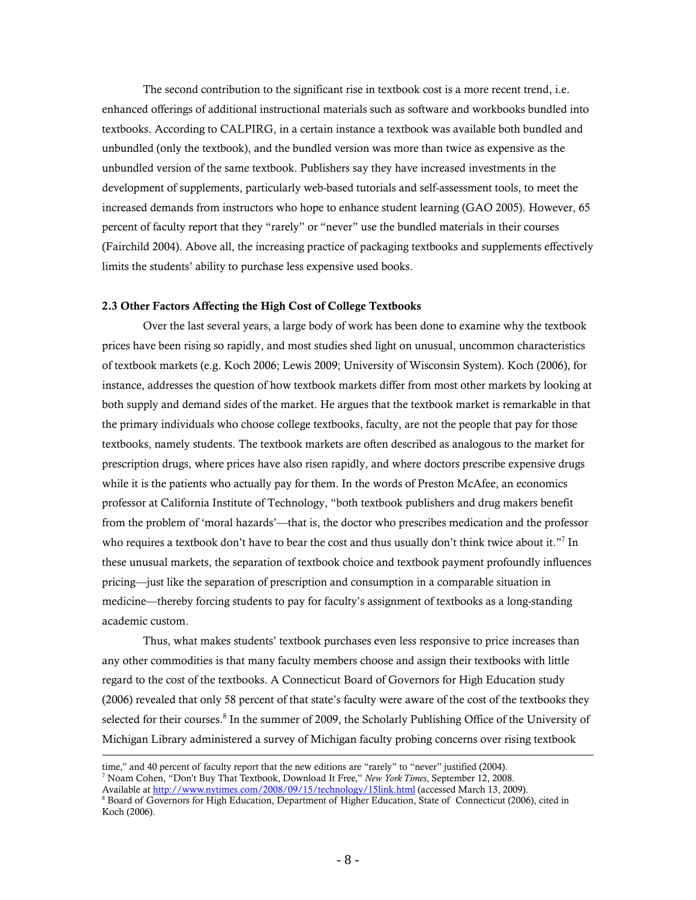The second contribution to the significant rise in textbook cost is a more recent trend, i.e. enhanced offerings of additional instructional materials such as software and workbooks bundled into textbooks. According to CALPIRG, in a certain instance a textbook was available both bundled and unbundled (only the textbook), and the bundled version was more than twice as expensive as the unbundled version of the same textbook. Publishers say they have increased investments in the development of supplements, particularly web-based tutorials and self-assessment tools, to meet the increased demands from instructors who hope to enhance student learning (GAO 2005). However, 65 percent of faculty report that they "rarely" or "never" use the bundled materials in their courses (Fairchild 2004). Above all, the increasing practice of packaging textbooks and supplements effectively limits the students' ability to purchase less expensive used books.

### 2.3 Other Factors Affecting the High Cost of College Textbooks

Over the last several years, a large body of work has been done to examine why the textbook prices have been rising so rapidly, and most studies shed light on unusual, uncommon characteristics of textbook markets (e.g. Koch 2006; Lewis 2009; University of Wisconsin System). Koch (2006), for instance, addresses the question of how textbook markets differ from most other markets by looking at both supply and demand sides of the market. He argues that the textbook market is remarkable in that the primary individuals who choose college textbooks, faculty, are not the people that pay for those textbooks, namely students. The textbook markets are often described as analogous to the market for prescription drugs, where prices have also risen rapidly, and where doctors prescribe expensive drugs while it is the patients who actually pay for them. In the words of Preston McAfee, an economics professor at California Institute of Technology, "both textbook publishers and drug makers benefit from the problem of 'moral hazards'—that is, the doctor who prescribes medication and the professor who requires a textbook don't have to bear the cost and thus usually don't think twice about it."[7] In these unusual markets, the separation of textbook choice and textbook payment profoundly influences pricing—just like the separation of prescription and consumption in a comparable situation in medicine—thereby forcing students to pay for faculty's assignment of textbooks as a long-standing academic custom.

Thus, what makes students' textbook purchases even less responsive to price increases than any other commodities is that many faculty members choose and assign their textbooks with little regard to the cost of the textbooks. A Connecticut Board of Governors for High Education study (2006) revealed that only 58 percent of that state's faculty were aware of the cost of the textbooks they selected for their courses.[8] In the summer of 2009, the Scholarly Publishing Office of the University of Michigan Library administered a survey of Michigan faculty probing concerns over rising textbook

---

time," and 40 percent of faculty report that the new editions are "rarely" to "never" justified (2004).

[7] Noam Cohen, "Don't Buy That Textbook, Download It Free," *New York Times*, September 12, 2008. Available at http://www.nytimes.com/2008/09/15/technology/15link.html (accessed March 13, 2009).

[8] Board of Governors for High Education, Department of Higher Education, State of Connecticut (2006), cited in Koch (2006).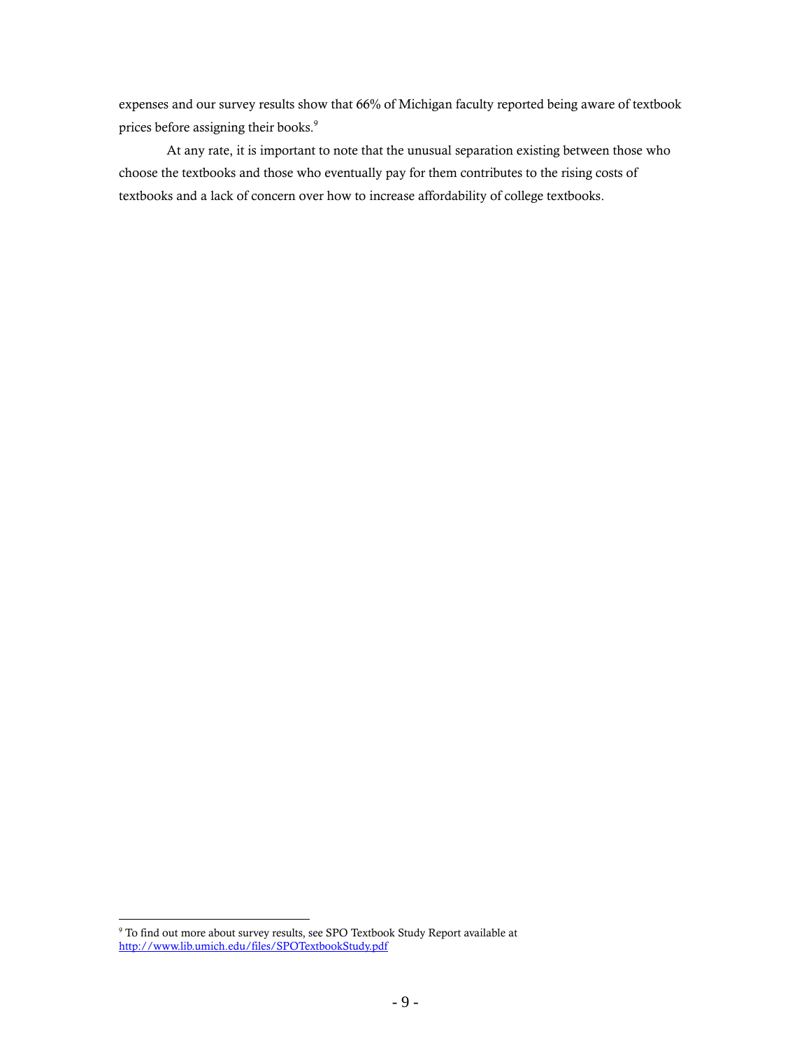expenses and our survey results show that 66% of Michigan faculty reported being aware of textbook prices before assigning their books.[9]

At any rate, it is important to note that the unusual separation existing between those who choose the textbooks and those who eventually pay for them contributes to the rising costs of textbooks and a lack of concern over how to increase affordability of college textbooks.

---

[9] To find out more about survey results, see SPO Textbook Study Report available at http://www.lib.umich.edu/files/SPOTextbookStudy.pdf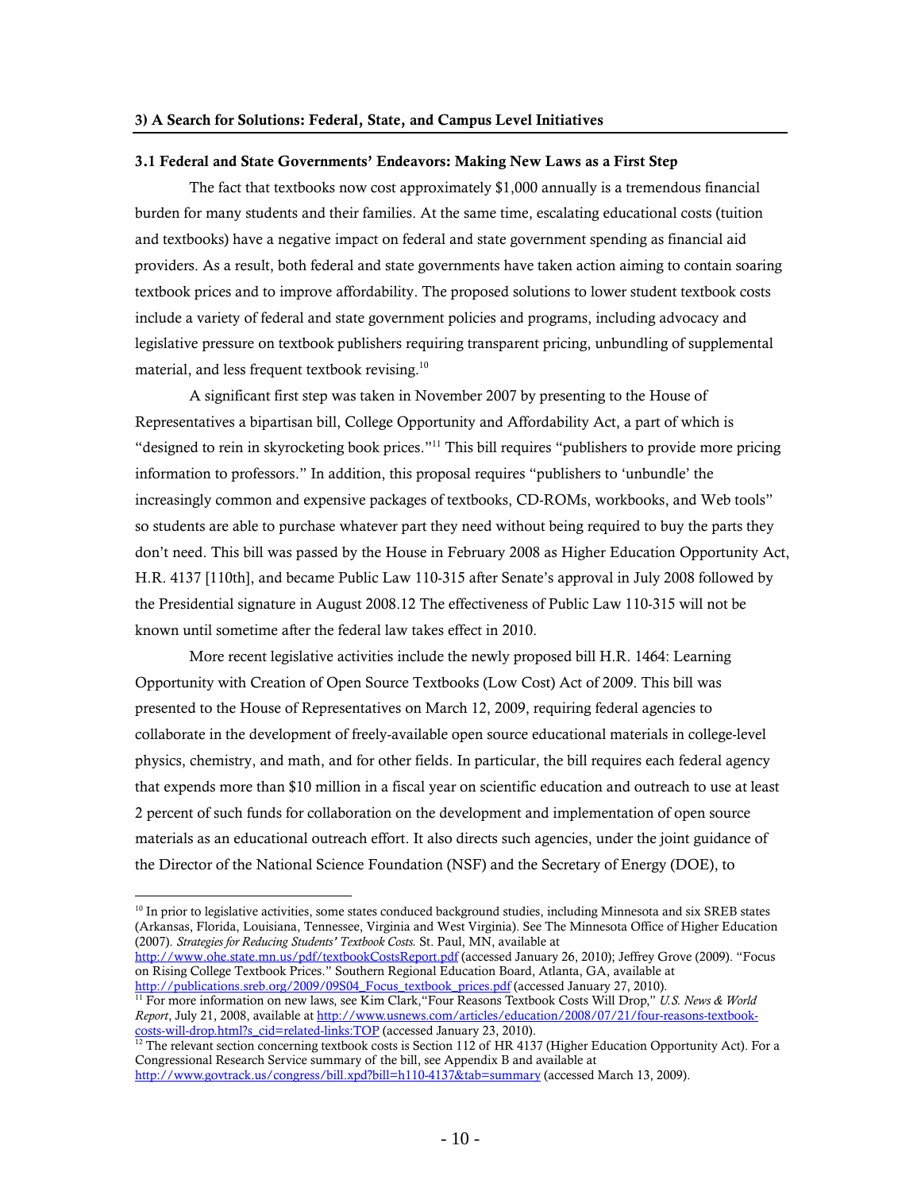## 3) A Search for Solutions: Federal, State, and Campus Level Initiatives

### 3.1 Federal and State Governments' Endeavors: Making New Laws as a First Step

The fact that textbooks now cost approximately $1,000 annually is a tremendous financial burden for many students and their families. At the same time, escalating educational costs (tuition and textbooks) have a negative impact on federal and state government spending as financial aid providers. As a result, both federal and state governments have taken action aiming to contain soaring textbook prices and to improve affordability. The proposed solutions to lower student textbook costs include a variety of federal and state government policies and programs, including advocacy and legislative pressure on textbook publishers requiring transparent pricing, unbundling of supplemental material, and less frequent textbook revising.[10]

A significant first step was taken in November 2007 by presenting to the House of Representatives a bipartisan bill, College Opportunity and Affordability Act, a part of which is "designed to rein in skyrocketing book prices."[11] This bill requires "publishers to provide more pricing information to professors." In addition, this proposal requires "publishers to 'unbundle' the increasingly common and expensive packages of textbooks, CD-ROMs, workbooks, and Web tools" so students are able to purchase whatever part they need without being required to buy the parts they don't need. This bill was passed by the House in February 2008 as Higher Education Opportunity Act, H.R. 4137 [110th], and became Public Law 110-315 after Senate's approval in July 2008 followed by the Presidential signature in August 2008.12 The effectiveness of Public Law 110-315 will not be known until sometime after the federal law takes effect in 2010.

More recent legislative activities include the newly proposed bill H.R. 1464: Learning Opportunity with Creation of Open Source Textbooks (Low Cost) Act of 2009. This bill was presented to the House of Representatives on March 12, 2009, requiring federal agencies to collaborate in the development of freely-available open source educational materials in college-level physics, chemistry, and math, and for other fields. In particular, the bill requires each federal agency that expends more than $10 million in a fiscal year on scientific education and outreach to use at least 2 percent of such funds for collaboration on the development and implementation of open source materials as an educational outreach effort. It also directs such agencies, under the joint guidance of the Director of the National Science Foundation (NSF) and the Secretary of Energy (DOE), to

---

[10] In prior to legislative activities, some states conduced background studies, including Minnesota and six SREB states (Arkansas, Florida, Louisiana, Tennessee, Virginia and West Virginia). See The Minnesota Office of Higher Education (2007). *Strategies for Reducing Students' Textbook Costs.* St. Paul, MN, available at http://www.ohe.state.mn.us/pdf/textbookCostsReport.pdf (accessed January 26, 2010); Jeffrey Grove (2009). "Focus on Rising College Textbook Prices." Southern Regional Education Board, Atlanta, GA, available at http://publications.sreb.org/2009/09S04_Focus_textbook_prices.pdf (accessed January 27, 2010).

[11] For more information on new laws, see Kim Clark,"Four Reasons Textbook Costs Will Drop," *U.S. News & World Report*, July 21, 2008, available at http://www.usnews.com/articles/education/2008/07/21/four-reasons-textbook-costs-will-drop.html?s_cid=related-links:TOP (accessed January 23, 2010).

[12] The relevant section concerning textbook costs is Section 112 of HR 4137 (Higher Education Opportunity Act). For a Congressional Research Service summary of the bill, see Appendix B and available at http://www.govtrack.us/congress/bill.xpd?bill=h110-4137&tab=summary (accessed March 13, 2009).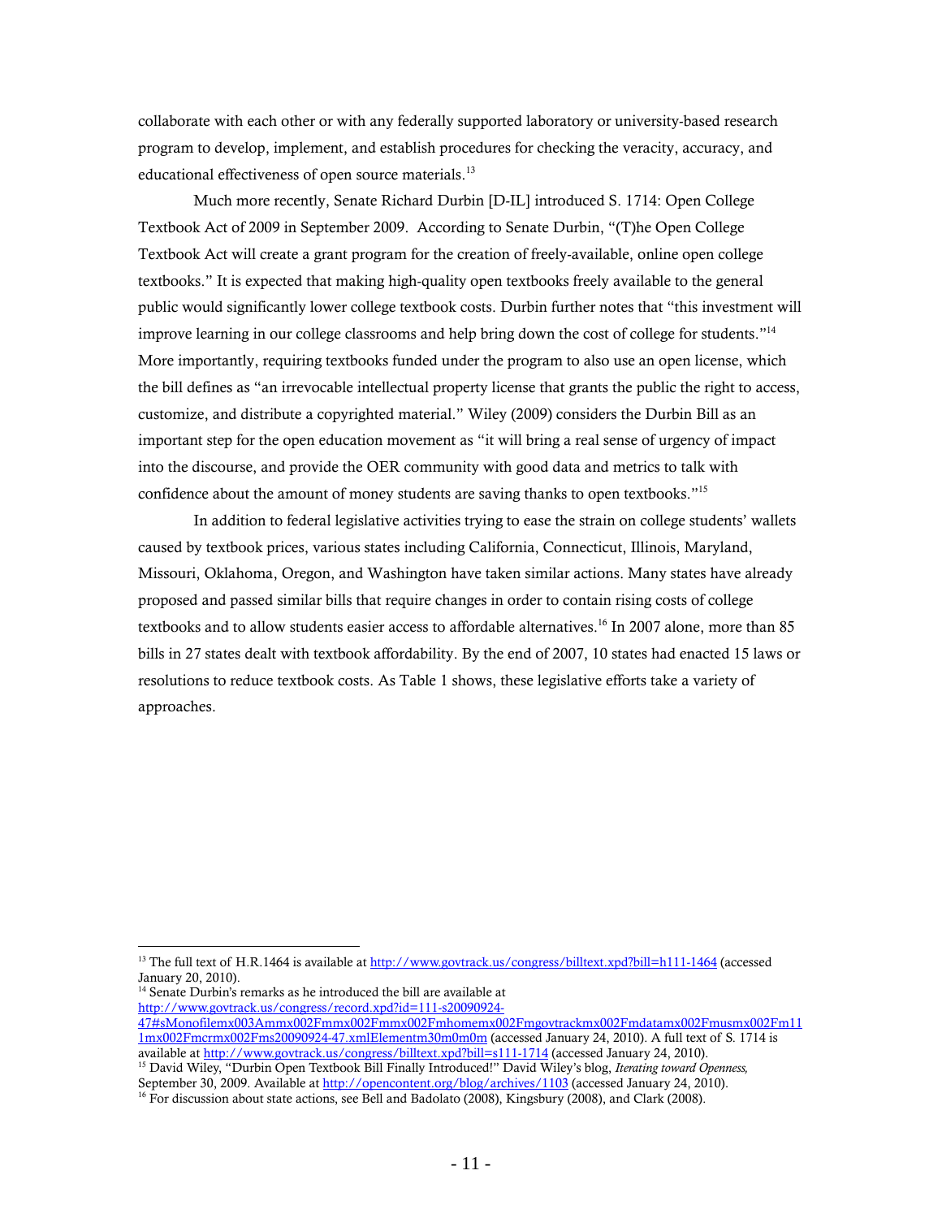collaborate with each other or with any federally supported laboratory or university-based research program to develop, implement, and establish procedures for checking the veracity, accuracy, and educational effectiveness of open source materials.[13]

Much more recently, Senate Richard Durbin [D-IL] introduced S. 1714: Open College Textbook Act of 2009 in September 2009. According to Senate Durbin, "(T)he Open College Textbook Act will create a grant program for the creation of freely-available, online open college textbooks." It is expected that making high-quality open textbooks freely available to the general public would significantly lower college textbook costs. Durbin further notes that "this investment will improve learning in our college classrooms and help bring down the cost of college for students."[14] More importantly, requiring textbooks funded under the program to also use an open license, which the bill defines as "an irrevocable intellectual property license that grants the public the right to access, customize, and distribute a copyrighted material." Wiley (2009) considers the Durbin Bill as an important step for the open education movement as "it will bring a real sense of urgency of impact into the discourse, and provide the OER community with good data and metrics to talk with confidence about the amount of money students are saving thanks to open textbooks."[15]

In addition to federal legislative activities trying to ease the strain on college students' wallets caused by textbook prices, various states including California, Connecticut, Illinois, Maryland, Missouri, Oklahoma, Oregon, and Washington have taken similar actions. Many states have already proposed and passed similar bills that require changes in order to contain rising costs of college textbooks and to allow students easier access to affordable alternatives.[16] In 2007 alone, more than 85 bills in 27 states dealt with textbook affordability. By the end of 2007, 10 states had enacted 15 laws or resolutions to reduce textbook costs. As Table 1 shows, these legislative efforts take a variety of approaches.

---

[13] The full text of H.R.1464 is available at http://www.govtrack.us/congress/billtext.xpd?bill=h111-1464 (accessed January 20, 2010).

[14] Senate Durbin's remarks as he introduced the bill are available at http://www.govtrack.us/congress/record.xpd?id=111-s20090924-47#sMonofilemx003Ammx002Fmmx002Fmmx002Fmhomemx002Fmgovtrackmx002Fmdatamx002Fmusmx002Fm111mx002Fmcrmx002Fms20090924-47.xmlElementm30m0m0m (accessed January 24, 2010). A full text of S. 1714 is available at http://www.govtrack.us/congress/billtext.xpd?bill=s111-1714 (accessed January 24, 2010).

[15] David Wiley, "Durbin Open Textbook Bill Finally Introduced!" David Wiley's blog, *Iterating toward Openness,* September 30, 2009. Available at http://opencontent.org/blog/archives/1103 (accessed January 24, 2010).

[16] For discussion about state actions, see Bell and Badolato (2008), Kingsbury (2008), and Clark (2008).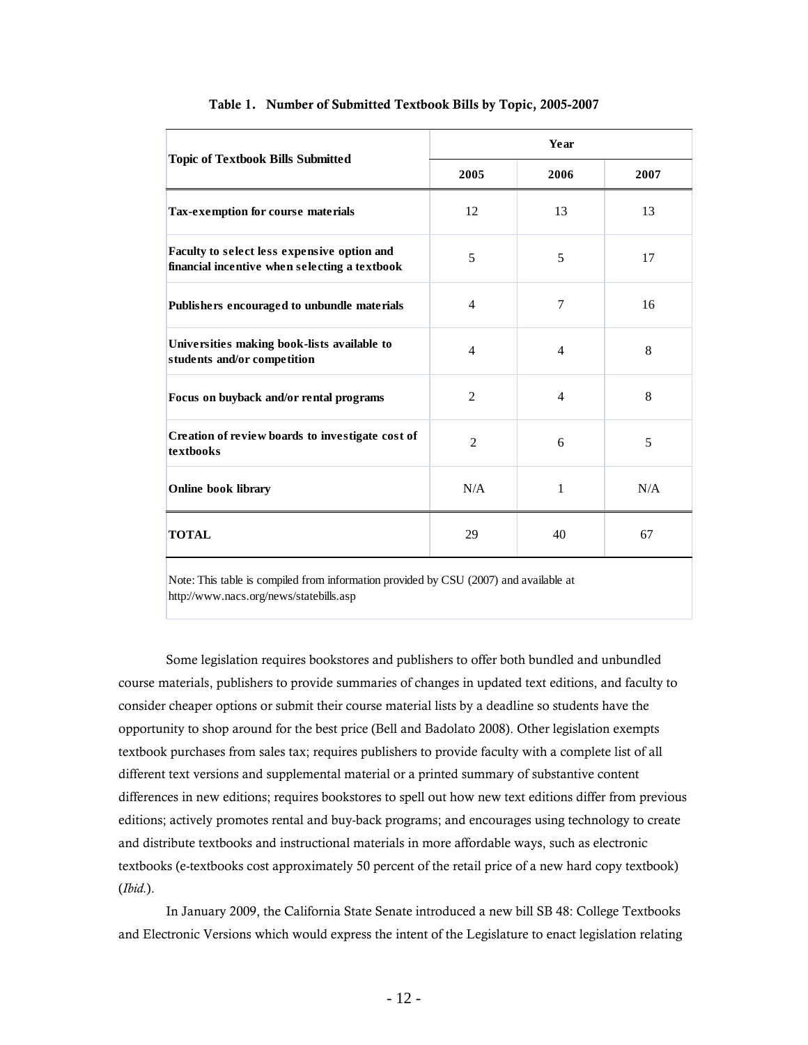**Table 1. Number of Submitted Textbook Bills by Topic, 2005-2007**

| Topic of Textbook Bills Submitted | Year | | |
|---|---|---|---|
| | **2005** | **2006** | **2007** |
| **Tax-exemption for course materials** | 12 | 13 | 13 |
| **Faculty to select less expensive option and financial incentive when selecting a textbook** | 5 | 5 | 17 |
| **Publishers encouraged to unbundle materials** | 4 | 7 | 16 |
| **Universities making book-lists available to students and/or competition** | 4 | 4 | 8 |
| **Focus on buyback and/or rental programs** | 2 | 4 | 8 |
| **Creation of review boards to investigate cost of textbooks** | 2 | 6 | 5 |
| **Online book library** | N/A | 1 | N/A |
| **TOTAL** | 29 | 40 | 67 |

Note: This table is compiled from information provided by CSU (2007) and available at http://www.nacs.org/news/statebills.asp

Some legislation requires bookstores and publishers to offer both bundled and unbundled course materials, publishers to provide summaries of changes in updated text editions, and faculty to consider cheaper options or submit their course material lists by a deadline so students have the opportunity to shop around for the best price (Bell and Badolato 2008). Other legislation exempts textbook purchases from sales tax; requires publishers to provide faculty with a complete list of all different text versions and supplemental material or a printed summary of substantive content differences in new editions; requires bookstores to spell out how new text editions differ from previous editions; actively promotes rental and buy-back programs; and encourages using technology to create and distribute textbooks and instructional materials in more affordable ways, such as electronic textbooks (e-textbooks cost approximately 50 percent of the retail price of a new hard copy textbook) (*Ibid.*).

In January 2009, the California State Senate introduced a new bill SB 48: College Textbooks and Electronic Versions which would express the intent of the Legislature to enact legislation relating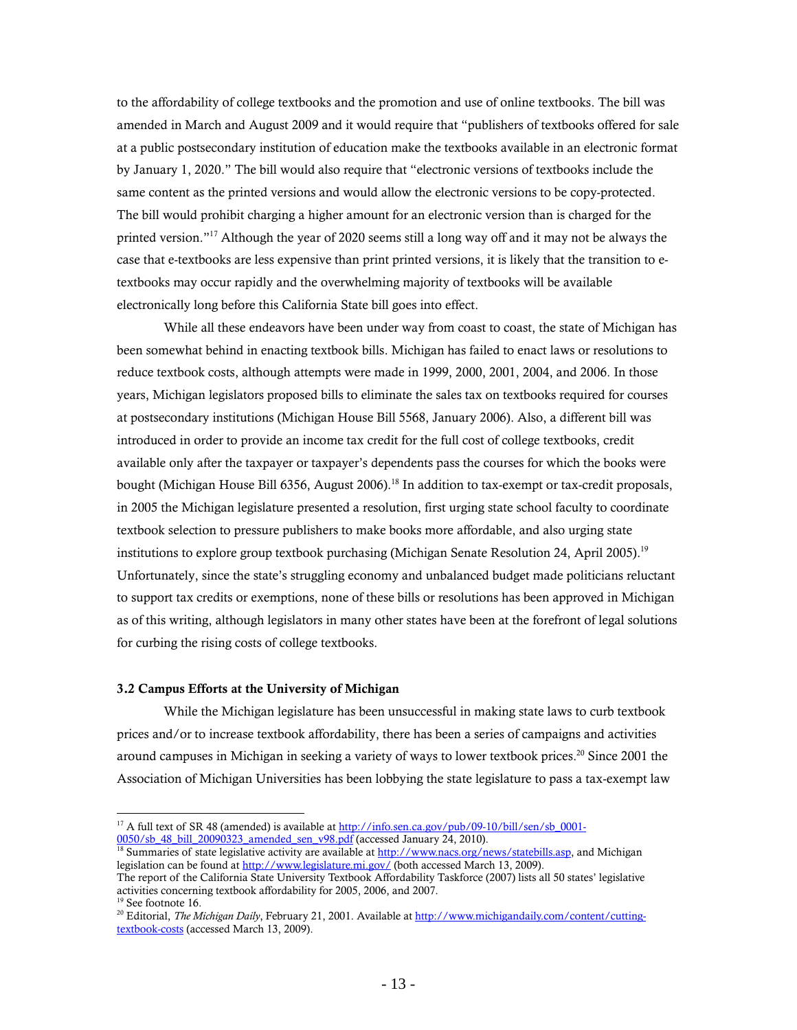to the affordability of college textbooks and the promotion and use of online textbooks. The bill was amended in March and August 2009 and it would require that "publishers of textbooks offered for sale at a public postsecondary institution of education make the textbooks available in an electronic format by January 1, 2020." The bill would also require that "electronic versions of textbooks include the same content as the printed versions and would allow the electronic versions to be copy-protected. The bill would prohibit charging a higher amount for an electronic version than is charged for the printed version."[17] Although the year of 2020 seems still a long way off and it may not be always the case that e-textbooks are less expensive than print printed versions, it is likely that the transition to e-textbooks may occur rapidly and the overwhelming majority of textbooks will be available electronically long before this California State bill goes into effect.

While all these endeavors have been under way from coast to coast, the state of Michigan has been somewhat behind in enacting textbook bills. Michigan has failed to enact laws or resolutions to reduce textbook costs, although attempts were made in 1999, 2000, 2001, 2004, and 2006. In those years, Michigan legislators proposed bills to eliminate the sales tax on textbooks required for courses at postsecondary institutions (Michigan House Bill 5568, January 2006). Also, a different bill was introduced in order to provide an income tax credit for the full cost of college textbooks, credit available only after the taxpayer or taxpayer's dependents pass the courses for which the books were bought (Michigan House Bill 6356, August 2006).[18] In addition to tax-exempt or tax-credit proposals, in 2005 the Michigan legislature presented a resolution, first urging state school faculty to coordinate textbook selection to pressure publishers to make books more affordable, and also urging state institutions to explore group textbook purchasing (Michigan Senate Resolution 24, April 2005).[19] Unfortunately, since the state's struggling economy and unbalanced budget made politicians reluctant to support tax credits or exemptions, none of these bills or resolutions has been approved in Michigan as of this writing, although legislators in many other states have been at the forefront of legal solutions for curbing the rising costs of college textbooks.

### 3.2 Campus Efforts at the University of Michigan

While the Michigan legislature has been unsuccessful in making state laws to curb textbook prices and/or to increase textbook affordability, there has been a series of campaigns and activities around campuses in Michigan in seeking a variety of ways to lower textbook prices.[20] Since 2001 the Association of Michigan Universities has been lobbying the state legislature to pass a tax-exempt law

---

[17] A full text of SR 48 (amended) is available at http://info.sen.ca.gov/pub/09-10/bill/sen/sb_0001-0050/sb_48_bill_20090323_amended_sen_v98.pdf (accessed January 24, 2010).

[18] Summaries of state legislative activity are available at http://www.nacs.org/news/statebills.asp, and Michigan legislation can be found at http://www.legislature.mi.gov/ (both accessed March 13, 2009).
The report of the California State University Textbook Affordability Taskforce (2007) lists all 50 states' legislative activities concerning textbook affordability for 2005, 2006, and 2007.

[19] See footnote 16.

[20] Editorial, *The Michigan Daily*, February 21, 2001. Available at http://www.michigandaily.com/content/cutting-textbook-costs (accessed March 13, 2009).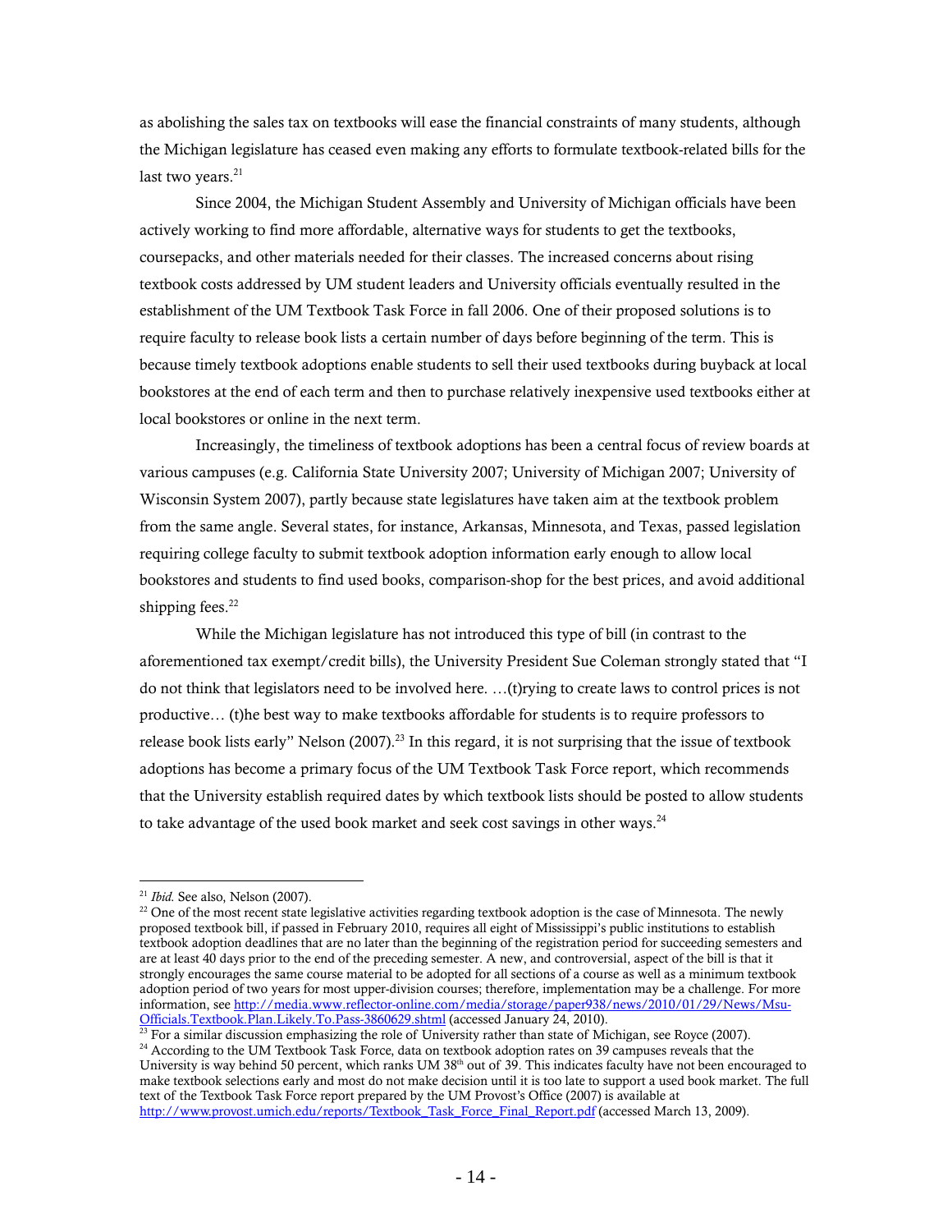as abolishing the sales tax on textbooks will ease the financial constraints of many students, although the Michigan legislature has ceased even making any efforts to formulate textbook-related bills for the last two years.[21]

Since 2004, the Michigan Student Assembly and University of Michigan officials have been actively working to find more affordable, alternative ways for students to get the textbooks, coursepacks, and other materials needed for their classes. The increased concerns about rising textbook costs addressed by UM student leaders and University officials eventually resulted in the establishment of the UM Textbook Task Force in fall 2006. One of their proposed solutions is to require faculty to release book lists a certain number of days before beginning of the term. This is because timely textbook adoptions enable students to sell their used textbooks during buyback at local bookstores at the end of each term and then to purchase relatively inexpensive used textbooks either at local bookstores or online in the next term.

Increasingly, the timeliness of textbook adoptions has been a central focus of review boards at various campuses (e.g. California State University 2007; University of Michigan 2007; University of Wisconsin System 2007), partly because state legislatures have taken aim at the textbook problem from the same angle. Several states, for instance, Arkansas, Minnesota, and Texas, passed legislation requiring college faculty to submit textbook adoption information early enough to allow local bookstores and students to find used books, comparison-shop for the best prices, and avoid additional shipping fees.[22]

While the Michigan legislature has not introduced this type of bill (in contrast to the aforementioned tax exempt/credit bills), the University President Sue Coleman strongly stated that "I do not think that legislators need to be involved here. …(t)rying to create laws to control prices is not productive… (t)he best way to make textbooks affordable for students is to require professors to release book lists early" Nelson (2007).[23] In this regard, it is not surprising that the issue of textbook adoptions has become a primary focus of the UM Textbook Task Force report, which recommends that the University establish required dates by which textbook lists should be posted to allow students to take advantage of the used book market and seek cost savings in other ways.[24]

---

[21] *Ibid.* See also, Nelson (2007).

[22] One of the most recent state legislative activities regarding textbook adoption is the case of Minnesota. The newly proposed textbook bill, if passed in February 2010, requires all eight of Mississippi's public institutions to establish textbook adoption deadlines that are no later than the beginning of the registration period for succeeding semesters and are at least 40 days prior to the end of the preceding semester. A new, and controversial, aspect of the bill is that it strongly encourages the same course material to be adopted for all sections of a course as well as a minimum textbook adoption period of two years for most upper-division courses; therefore, implementation may be a challenge. For more information, see http://media.www.reflector-online.com/media/storage/paper938/news/2010/01/29/News/Msu-Officials.Textbook.Plan.Likely.To.Pass-3860629.shtml (accessed January 24, 2010).

[23] For a similar discussion emphasizing the role of University rather than state of Michigan, see Royce (2007).

[24] According to the UM Textbook Task Force, data on textbook adoption rates on 39 campuses reveals that the University is way behind 50 percent, which ranks UM 38th out of 39. This indicates faculty have not been encouraged to make textbook selections early and most do not make decision until it is too late to support a used book market. The full text of the Textbook Task Force report prepared by the UM Provost's Office (2007) is available at http://www.provost.umich.edu/reports/Textbook_Task_Force_Final_Report.pdf (accessed March 13, 2009).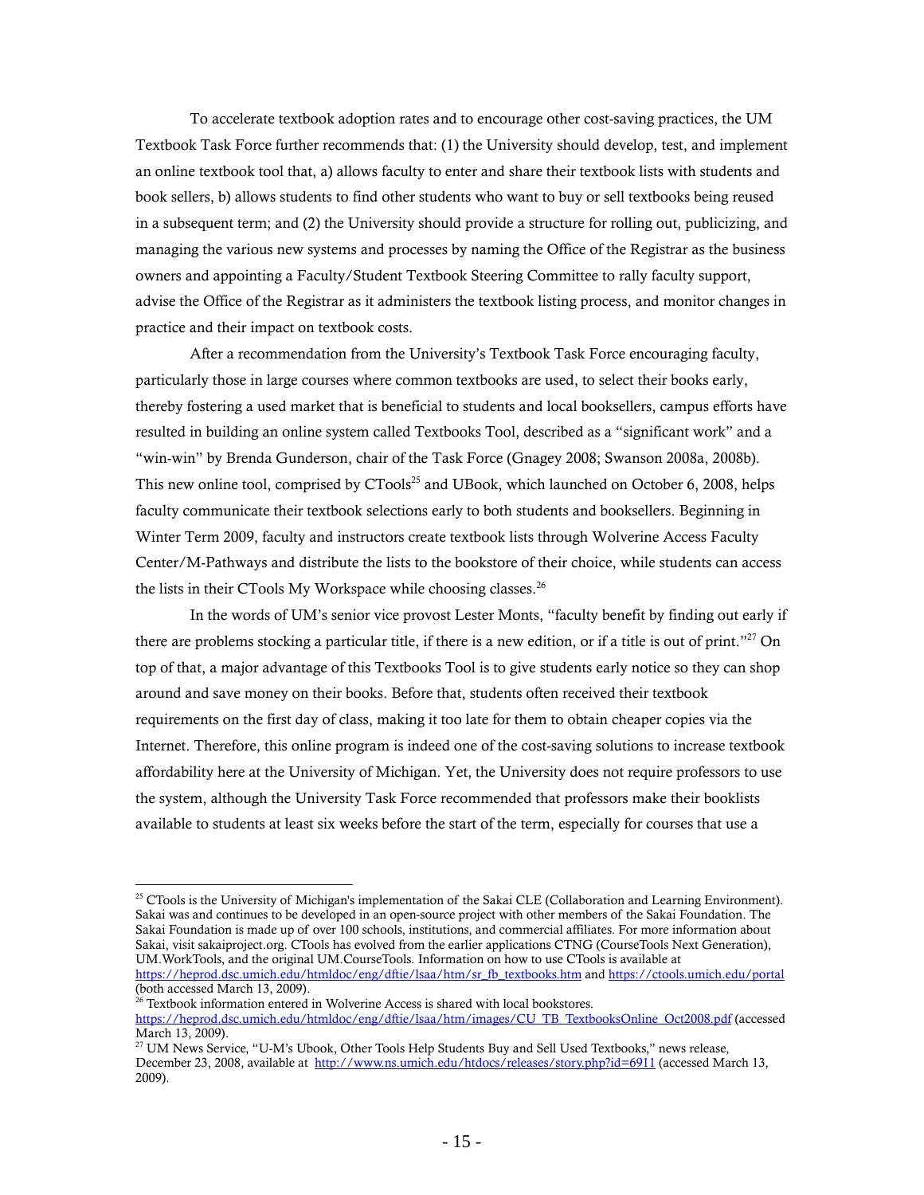To accelerate textbook adoption rates and to encourage other cost-saving practices, the UM Textbook Task Force further recommends that: (1) the University should develop, test, and implement an online textbook tool that, a) allows faculty to enter and share their textbook lists with students and book sellers, b) allows students to find other students who want to buy or sell textbooks being reused in a subsequent term; and (2) the University should provide a structure for rolling out, publicizing, and managing the various new systems and processes by naming the Office of the Registrar as the business owners and appointing a Faculty/Student Textbook Steering Committee to rally faculty support, advise the Office of the Registrar as it administers the textbook listing process, and monitor changes in practice and their impact on textbook costs.

After a recommendation from the University's Textbook Task Force encouraging faculty, particularly those in large courses where common textbooks are used, to select their books early, thereby fostering a used market that is beneficial to students and local booksellers, campus efforts have resulted in building an online system called Textbooks Tool, described as a "significant work" and a "win-win" by Brenda Gunderson, chair of the Task Force (Gnagey 2008; Swanson 2008a, 2008b). This new online tool, comprised by CTools[25] and UBook, which launched on October 6, 2008, helps faculty communicate their textbook selections early to both students and booksellers. Beginning in Winter Term 2009, faculty and instructors create textbook lists through Wolverine Access Faculty Center/M-Pathways and distribute the lists to the bookstore of their choice, while students can access the lists in their CTools My Workspace while choosing classes.[26]

In the words of UM's senior vice provost Lester Monts, "faculty benefit by finding out early if there are problems stocking a particular title, if there is a new edition, or if a title is out of print."[27] On top of that, a major advantage of this Textbooks Tool is to give students early notice so they can shop around and save money on their books. Before that, students often received their textbook requirements on the first day of class, making it too late for them to obtain cheaper copies via the Internet. Therefore, this online program is indeed one of the cost-saving solutions to increase textbook affordability here at the University of Michigan. Yet, the University does not require professors to use the system, although the University Task Force recommended that professors make their booklists available to students at least six weeks before the start of the term, especially for courses that use a

---

[25] CTools is the University of Michigan's implementation of the Sakai CLE (Collaboration and Learning Environment). Sakai was and continues to be developed in an open-source project with other members of the Sakai Foundation. The Sakai Foundation is made up of over 100 schools, institutions, and commercial affiliates. For more information about Sakai, visit sakaiproject.org. CTools has evolved from the earlier applications CTNG (CourseTools Next Generation), UM.WorkTools, and the original UM.CourseTools. Information on how to use CTools is available at https://heprod.dsc.umich.edu/htmldoc/eng/dftie/lsaa/htm/sr_fb_textbooks.htm and https://ctools.umich.edu/portal (both accessed March 13, 2009).

[26] Textbook information entered in Wolverine Access is shared with local bookstores. https://heprod.dsc.umich.edu/htmldoc/eng/dftie/lsaa/htm/images/CU_TB_TextbooksOnline_Oct2008.pdf (accessed March 13, 2009).

[27] UM News Service, "U-M's Ubook, Other Tools Help Students Buy and Sell Used Textbooks," news release, December 23, 2008, available at http://www.ns.umich.edu/htdocs/releases/story.php?id=6911 (accessed March 13, 2009).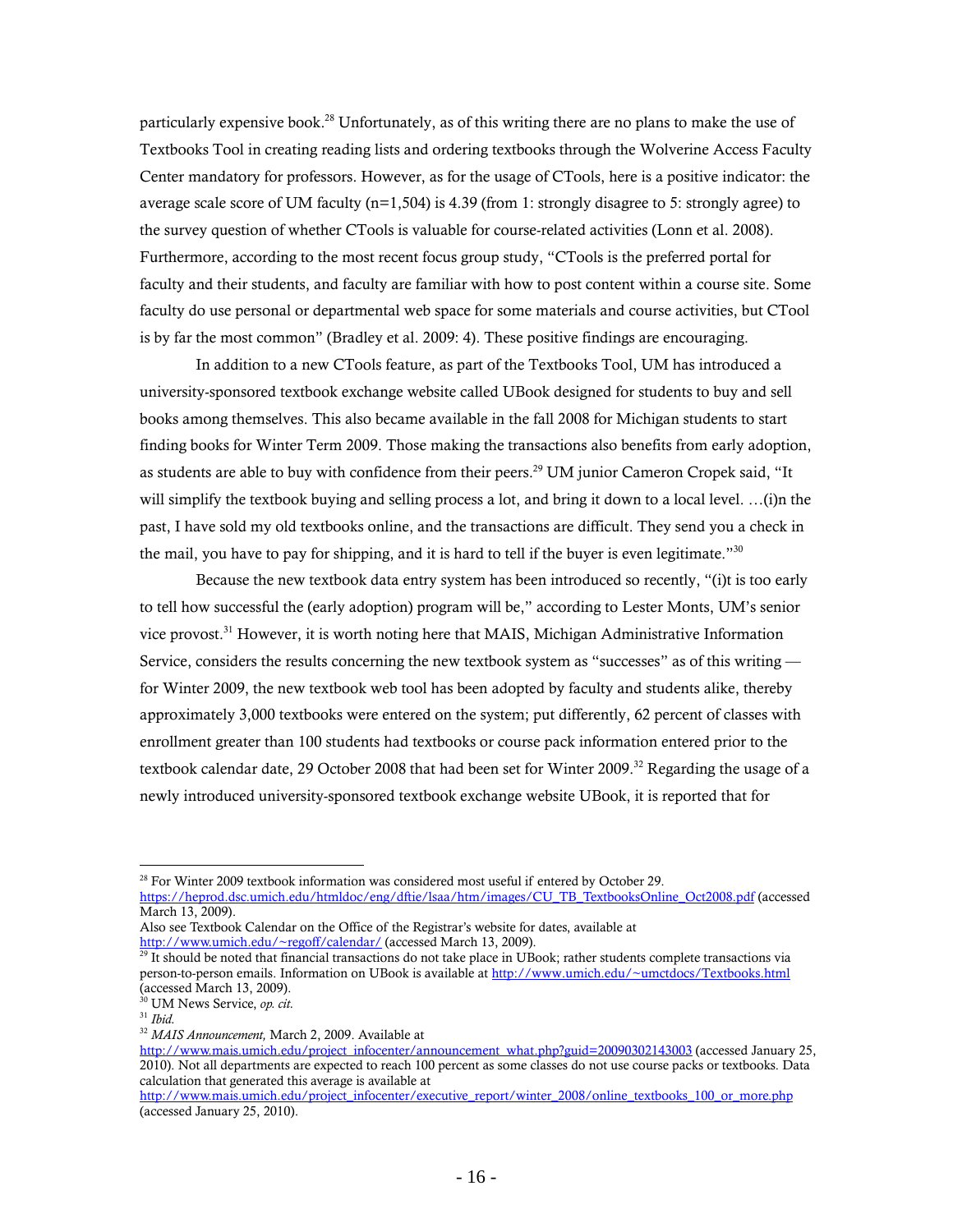particularly expensive book.[28] Unfortunately, as of this writing there are no plans to make the use of Textbooks Tool in creating reading lists and ordering textbooks through the Wolverine Access Faculty Center mandatory for professors. However, as for the usage of CTools, here is a positive indicator: the average scale score of UM faculty (n=1,504) is 4.39 (from 1: strongly disagree to 5: strongly agree) to the survey question of whether CTools is valuable for course-related activities (Lonn et al. 2008). Furthermore, according to the most recent focus group study, "CTools is the preferred portal for faculty and their students, and faculty are familiar with how to post content within a course site. Some faculty do use personal or departmental web space for some materials and course activities, but CTool is by far the most common" (Bradley et al. 2009: 4). These positive findings are encouraging.

In addition to a new CTools feature, as part of the Textbooks Tool, UM has introduced a university-sponsored textbook exchange website called UBook designed for students to buy and sell books among themselves. This also became available in the fall 2008 for Michigan students to start finding books for Winter Term 2009. Those making the transactions also benefits from early adoption, as students are able to buy with confidence from their peers.[29] UM junior Cameron Cropek said, "It will simplify the textbook buying and selling process a lot, and bring it down to a local level. …(i)n the past, I have sold my old textbooks online, and the transactions are difficult. They send you a check in the mail, you have to pay for shipping, and it is hard to tell if the buyer is even legitimate."[30]

Because the new textbook data entry system has been introduced so recently, "(i)t is too early to tell how successful the (early adoption) program will be," according to Lester Monts, UM's senior vice provost.[31] However, it is worth noting here that MAIS, Michigan Administrative Information Service, considers the results concerning the new textbook system as "successes" as of this writing — for Winter 2009, the new textbook web tool has been adopted by faculty and students alike, thereby approximately 3,000 textbooks were entered on the system; put differently, 62 percent of classes with enrollment greater than 100 students had textbooks or course pack information entered prior to the textbook calendar date, 29 October 2008 that had been set for Winter 2009.[32] Regarding the usage of a newly introduced university-sponsored textbook exchange website UBook, it is reported that for

---

[28] For Winter 2009 textbook information was considered most useful if entered by October 29. https://heprod.dsc.umich.edu/htmldoc/eng/dftie/lsaa/htm/images/CU_TB_TextbooksOnline_Oct2008.pdf (accessed March 13, 2009).
Also see Textbook Calendar on the Office of the Registrar's website for dates, available at http://www.umich.edu/~regoff/calendar/ (accessed March 13, 2009).

[29] It should be noted that financial transactions do not take place in UBook; rather students complete transactions via person-to-person emails. Information on UBook is available at http://www.umich.edu/~umctdocs/Textbooks.html (accessed March 13, 2009).

[30] UM News Service, *op. cit.*

[31] *Ibid.*

[32] *MAIS Announcement,* March 2, 2009. Available at http://www.mais.umich.edu/project_infocenter/announcement_what.php?guid=20090302143003 (accessed January 25, 2010). Not all departments are expected to reach 100 percent as some classes do not use course packs or textbooks. Data calculation that generated this average is available at http://www.mais.umich.edu/project_infocenter/executive_report/winter_2008/online_textbooks_100_or_more.php (accessed January 25, 2010).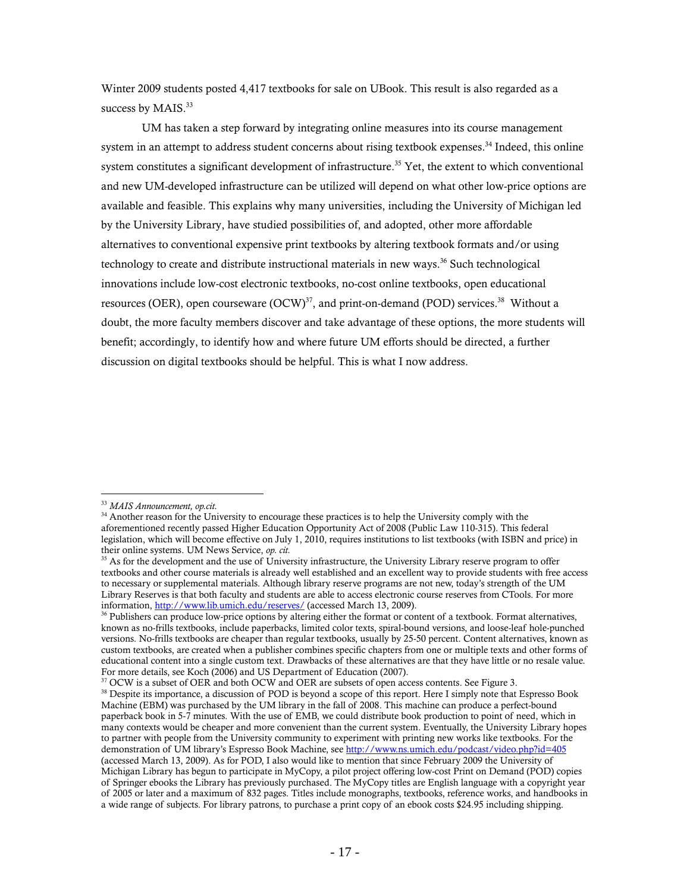Winter 2009 students posted 4,417 textbooks for sale on UBook. This result is also regarded as a success by MAIS.[33]

UM has taken a step forward by integrating online measures into its course management system in an attempt to address student concerns about rising textbook expenses.[34] Indeed, this online system constitutes a significant development of infrastructure.[35] Yet, the extent to which conventional and new UM-developed infrastructure can be utilized will depend on what other low-price options are available and feasible. This explains why many universities, including the University of Michigan led by the University Library, have studied possibilities of, and adopted, other more affordable alternatives to conventional expensive print textbooks by altering textbook formats and/or using technology to create and distribute instructional materials in new ways.[36] Such technological innovations include low-cost electronic textbooks, no-cost online textbooks, open educational resources (OER), open courseware (OCW)[37], and print-on-demand (POD) services.[38] Without a doubt, the more faculty members discover and take advantage of these options, the more students will benefit; accordingly, to identify how and where future UM efforts should be directed, a further discussion on digital textbooks should be helpful. This is what I now address.

---

[33] *MAIS Announcement, op.cit.*

[34] Another reason for the University to encourage these practices is to help the University comply with the aforementioned recently passed Higher Education Opportunity Act of 2008 (Public Law 110-315). This federal legislation, which will become effective on July 1, 2010, requires institutions to list textbooks (with ISBN and price) in their online systems. UM News Service, *op. cit.*

[35] As for the development and the use of University infrastructure, the University Library reserve program to offer textbooks and other course materials is already well established and an excellent way to provide students with free access to necessary or supplemental materials. Although library reserve programs are not new, today's strength of the UM Library Reserves is that both faculty and students are able to access electronic course reserves from CTools. For more information, http://www.lib.umich.edu/reserves/ (accessed March 13, 2009).

[36] Publishers can produce low-price options by altering either the format or content of a textbook. Format alternatives, known as no-frills textbooks, include paperbacks, limited color texts, spiral-bound versions, and loose-leaf hole-punched versions. No-frills textbooks are cheaper than regular textbooks, usually by 25-50 percent. Content alternatives, known as custom textbooks, are created when a publisher combines specific chapters from one or multiple texts and other forms of educational content into a single custom text. Drawbacks of these alternatives are that they have little or no resale value. For more details, see Koch (2006) and US Department of Education (2007).

[37] OCW is a subset of OER and both OCW and OER are subsets of open access contents. See Figure 3.

[38] Despite its importance, a discussion of POD is beyond a scope of this report. Here I simply note that Espresso Book Machine (EBM) was purchased by the UM library in the fall of 2008. This machine can produce a perfect-bound paperback book in 5-7 minutes. With the use of EMB, we could distribute book production to point of need, which in many contexts would be cheaper and more convenient than the current system. Eventually, the University Library hopes to partner with people from the University community to experiment with printing new works like textbooks. For the demonstration of UM library's Espresso Book Machine, see http://www.ns.umich.edu/podcast/video.php?id=405 (accessed March 13, 2009). As for POD, I also would like to mention that since February 2009 the University of Michigan Library has begun to participate in MyCopy, a pilot project offering low-cost Print on Demand (POD) copies of Springer ebooks the Library has previously purchased. The MyCopy titles are English language with a copyright year of 2005 or later and a maximum of 832 pages. Titles include monographs, textbooks, reference works, and handbooks in a wide range of subjects. For library patrons, to purchase a print copy of an ebook costs $24.95 including shipping.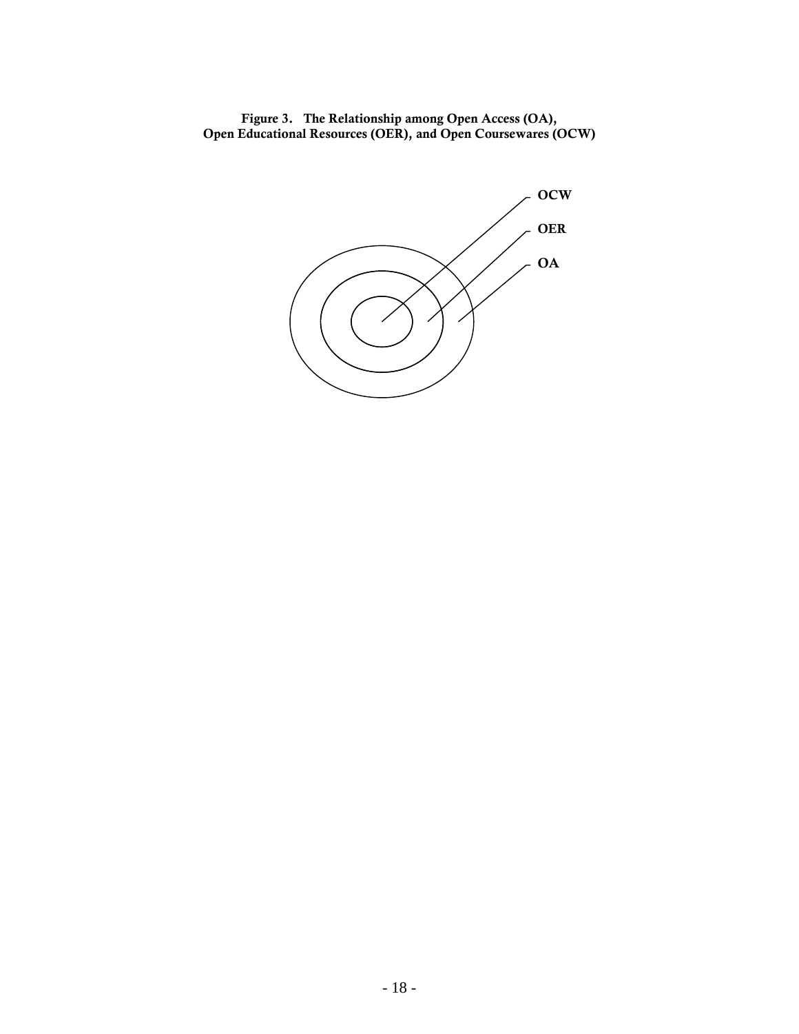**Figure 3. The Relationship among Open Access (OA), Open Educational Resources (OER), and Open Coursewares (OCW)**

OCW

OER

OA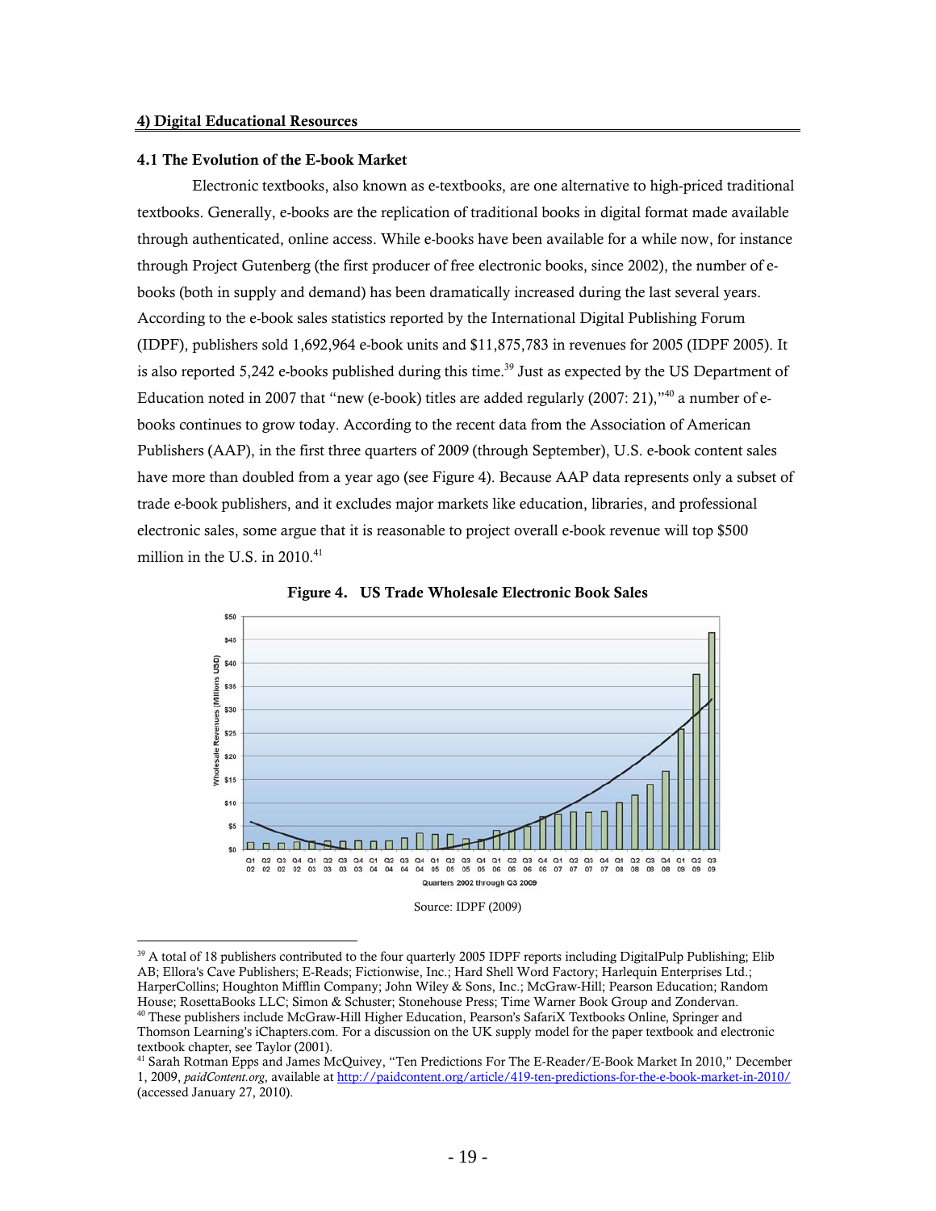## 4) Digital Educational Resources

### 4.1 The Evolution of the E-book Market

Electronic textbooks, also known as e-textbooks, are one alternative to high-priced traditional textbooks. Generally, e-books are the replication of traditional books in digital format made available through authenticated, online access. While e-books have been available for a while now, for instance through Project Gutenberg (the first producer of free electronic books, since 2002), the number of e-books (both in supply and demand) has been dramatically increased during the last several years. According to the e-book sales statistics reported by the International Digital Publishing Forum (IDPF), publishers sold 1,692,964 e-book units and $11,875,783 in revenues for 2005 (IDPF 2005). It is also reported 5,242 e-books published during this time.[39] Just as expected by the US Department of Education noted in 2007 that "new (e-book) titles are added regularly (2007: 21),"[40] a number of e-books continues to grow today. According to the recent data from the Association of American Publishers (AAP), in the first three quarters of 2009 (through September), U.S. e-book content sales have more than doubled from a year ago (see Figure 4). Because AAP data represents only a subset of trade e-book publishers, and it excludes major markets like education, libraries, and professional electronic sales, some argue that it is reasonable to project overall e-book revenue will top $500 million in the U.S. in 2010.[41]

**Figure 4. US Trade Wholesale Electronic Book Sales**

Source: IDPF (2009)

---

[39] A total of 18 publishers contributed to the four quarterly 2005 IDPF reports including DigitalPulp Publishing; Elib AB; Ellora's Cave Publishers; E-Reads; Fictionwise, Inc.; Hard Shell Word Factory; Harlequin Enterprises Ltd.; HarperCollins; Houghton Mifflin Company; John Wiley & Sons, Inc.; McGraw-Hill; Pearson Education; Random House; RosettaBooks LLC; Simon & Schuster; Stonehouse Press; Time Warner Book Group and Zondervan.

[40] These publishers include McGraw-Hill Higher Education, Pearson's SafariX Textbooks Online, Springer and Thomson Learning's iChapters.com. For a discussion on the UK supply model for the paper textbook and electronic textbook chapter, see Taylor (2001).

[41] Sarah Rotman Epps and James McQuivey, "Ten Predictions For The E-Reader/E-Book Market In 2010," December 1, 2009, *paidContent.org*, available at http://paidcontent.org/article/419-ten-predictions-for-the-e-book-market-in-2010/ (accessed January 27, 2010).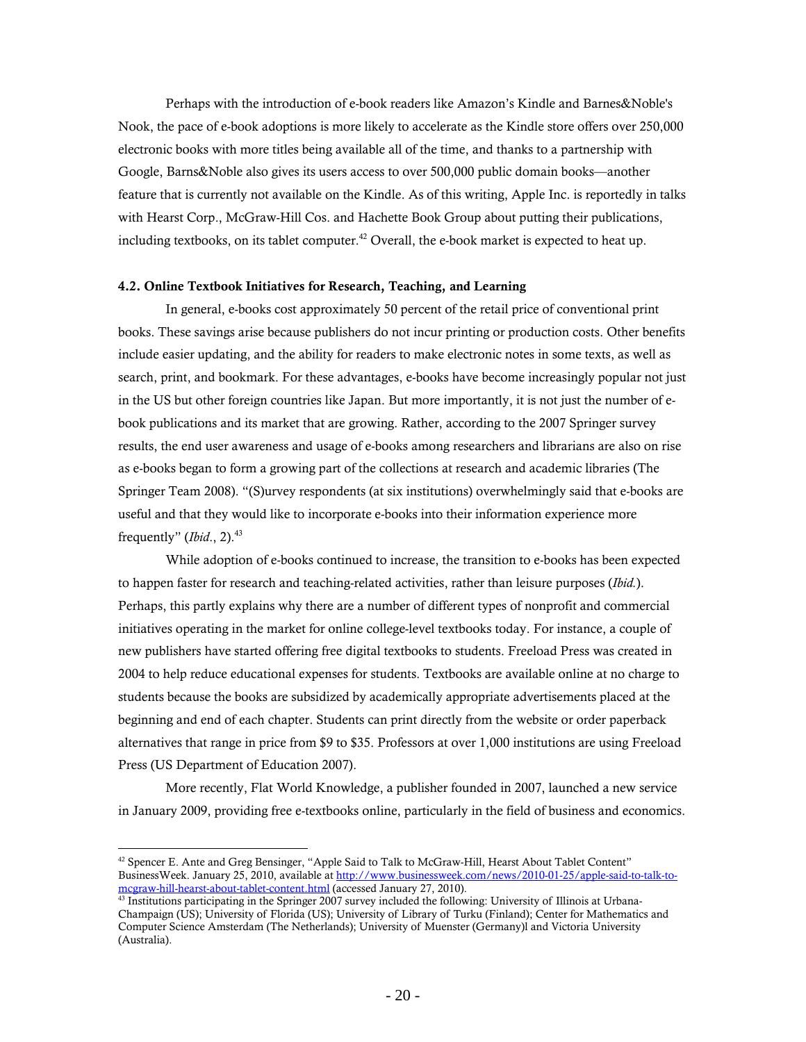Perhaps with the introduction of e-book readers like Amazon's Kindle and Barnes&Noble's Nook, the pace of e-book adoptions is more likely to accelerate as the Kindle store offers over 250,000 electronic books with more titles being available all of the time, and thanks to a partnership with Google, Barns&Noble also gives its users access to over 500,000 public domain books—another feature that is currently not available on the Kindle. As of this writing, Apple Inc. is reportedly in talks with Hearst Corp., McGraw-Hill Cos. and Hachette Book Group about putting their publications, including textbooks, on its tablet computer.[42] Overall, the e-book market is expected to heat up.

### 4.2. Online Textbook Initiatives for Research, Teaching, and Learning

In general, e-books cost approximately 50 percent of the retail price of conventional print books. These savings arise because publishers do not incur printing or production costs. Other benefits include easier updating, and the ability for readers to make electronic notes in some texts, as well as search, print, and bookmark. For these advantages, e-books have become increasingly popular not just in the US but other foreign countries like Japan. But more importantly, it is not just the number of e-book publications and its market that are growing. Rather, according to the 2007 Springer survey results, the end user awareness and usage of e-books among researchers and librarians are also on rise as e-books began to form a growing part of the collections at research and academic libraries (The Springer Team 2008). "(S)urvey respondents (at six institutions) overwhelmingly said that e-books are useful and that they would like to incorporate e-books into their information experience more frequently" (*Ibid*., 2).[43]

While adoption of e-books continued to increase, the transition to e-books has been expected to happen faster for research and teaching-related activities, rather than leisure purposes (*Ibid.*). Perhaps, this partly explains why there are a number of different types of nonprofit and commercial initiatives operating in the market for online college-level textbooks today. For instance, a couple of new publishers have started offering free digital textbooks to students. Freeload Press was created in 2004 to help reduce educational expenses for students. Textbooks are available online at no charge to students because the books are subsidized by academically appropriate advertisements placed at the beginning and end of each chapter. Students can print directly from the website or order paperback alternatives that range in price from $9 to $35. Professors at over 1,000 institutions are using Freeload Press (US Department of Education 2007).

More recently, Flat World Knowledge, a publisher founded in 2007, launched a new service in January 2009, providing free e-textbooks online, particularly in the field of business and economics.

---

[42] Spencer E. Ante and Greg Bensinger, "Apple Said to Talk to McGraw-Hill, Hearst About Tablet Content" BusinessWeek. January 25, 2010, available at http://www.businessweek.com/news/2010-01-25/apple-said-to-talk-to-mcgraw-hill-hearst-about-tablet-content.html (accessed January 27, 2010).

[43] Institutions participating in the Springer 2007 survey included the following: University of Illinois at Urbana-Champaign (US); University of Florida (US); University of Library of Turku (Finland); Center for Mathematics and Computer Science Amsterdam (The Netherlands); University of Muenster (Germany)l and Victoria University (Australia).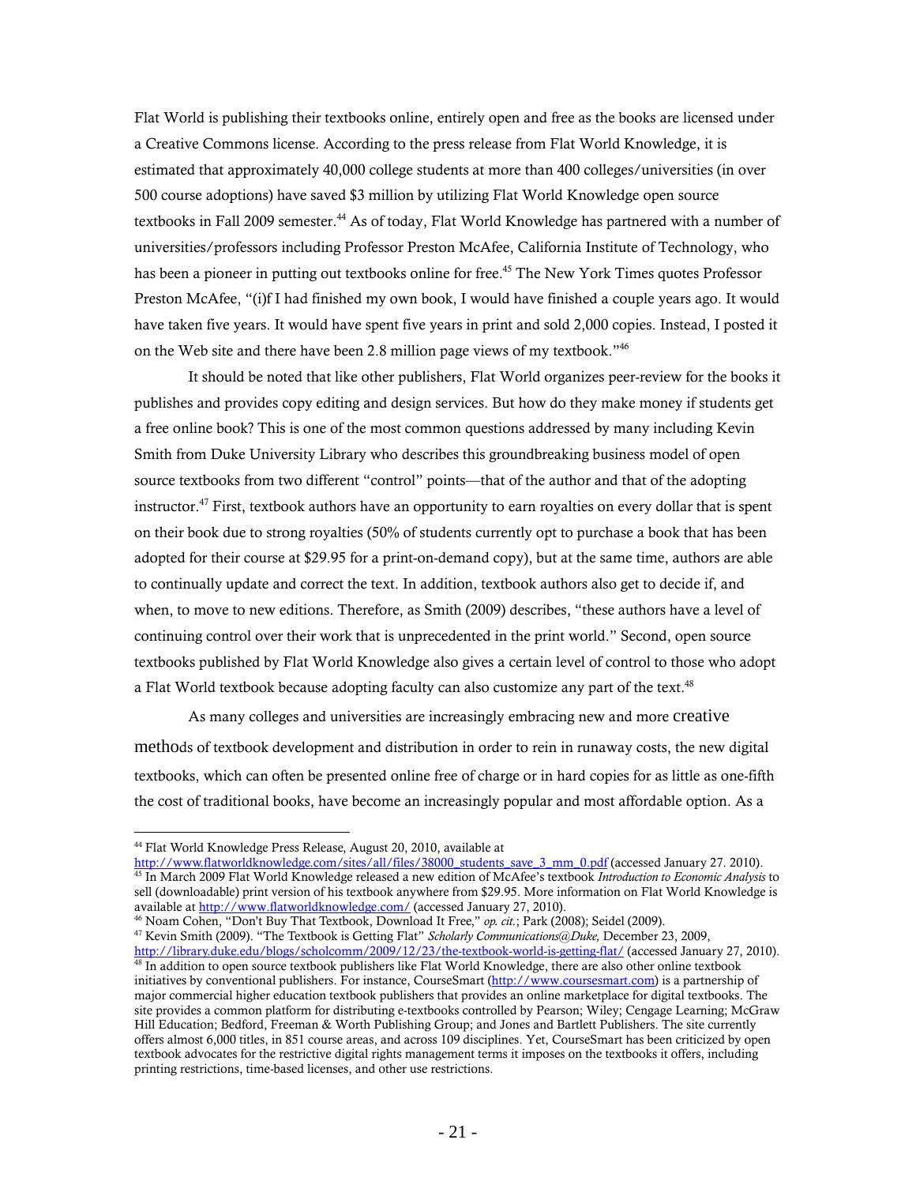Flat World is publishing their textbooks online, entirely open and free as the books are licensed under a Creative Commons license. According to the press release from Flat World Knowledge, it is estimated that approximately 40,000 college students at more than 400 colleges/universities (in over 500 course adoptions) have saved $3 million by utilizing Flat World Knowledge open source textbooks in Fall 2009 semester.[44] As of today, Flat World Knowledge has partnered with a number of universities/professors including Professor Preston McAfee, California Institute of Technology, who has been a pioneer in putting out textbooks online for free.[45] The New York Times quotes Professor Preston McAfee, "(i)f I had finished my own book, I would have finished a couple years ago. It would have taken five years. It would have spent five years in print and sold 2,000 copies. Instead, I posted it on the Web site and there have been 2.8 million page views of my textbook."[46]

It should be noted that like other publishers, Flat World organizes peer-review for the books it publishes and provides copy editing and design services. But how do they make money if students get a free online book? This is one of the most common questions addressed by many including Kevin Smith from Duke University Library who describes this groundbreaking business model of open source textbooks from two different "control" points—that of the author and that of the adopting instructor.[47] First, textbook authors have an opportunity to earn royalties on every dollar that is spent on their book due to strong royalties (50% of students currently opt to purchase a book that has been adopted for their course at $29.95 for a print-on-demand copy), but at the same time, authors are able to continually update and correct the text. In addition, textbook authors also get to decide if, and when, to move to new editions. Therefore, as Smith (2009) describes, "these authors have a level of continuing control over their work that is unprecedented in the print world." Second, open source textbooks published by Flat World Knowledge also gives a certain level of control to those who adopt a Flat World textbook because adopting faculty can also customize any part of the text.[48]

As many colleges and universities are increasingly embracing new and more creative methods of textbook development and distribution in order to rein in runaway costs, the new digital textbooks, which can often be presented online free of charge or in hard copies for as little as one-fifth the cost of traditional books, have become an increasingly popular and most affordable option. As a

---

[44] Flat World Knowledge Press Release, August 20, 2010, available at http://www.flatworldknowledge.com/sites/all/files/38000_students_save_3_mm_0.pdf (accessed January 27. 2010).

[45] In March 2009 Flat World Knowledge released a new edition of McAfee's textbook *Introduction to Economic Analysis* to sell (downloadable) print version of his textbook anywhere from $29.95. More information on Flat World Knowledge is available at http://www.flatworldknowledge.com/ (accessed January 27, 2010).

[46] Noam Cohen, "Don't Buy That Textbook, Download It Free," *op. cit.*; Park (2008); Seidel (2009).

[47] Kevin Smith (2009). "The Textbook is Getting Flat" *Scholarly Communications@Duke,* December 23, 2009, http://library.duke.edu/blogs/scholcomm/2009/12/23/the-textbook-world-is-getting-flat/ (accessed January 27, 2010).

[48] In addition to open source textbook publishers like Flat World Knowledge, there are also other online textbook initiatives by conventional publishers. For instance, CourseSmart (http://www.coursesmart.com) is a partnership of major commercial higher education textbook publishers that provides an online marketplace for digital textbooks. The site provides a common platform for distributing e-textbooks controlled by Pearson; Wiley; Cengage Learning; McGraw Hill Education; Bedford, Freeman & Worth Publishing Group; and Jones and Bartlett Publishers. The site currently offers almost 6,000 titles, in 851 course areas, and across 109 disciplines. Yet, CourseSmart has been criticized by open textbook advocates for the restrictive digital rights management terms it imposes on the textbooks it offers, including printing restrictions, time-based licenses, and other use restrictions.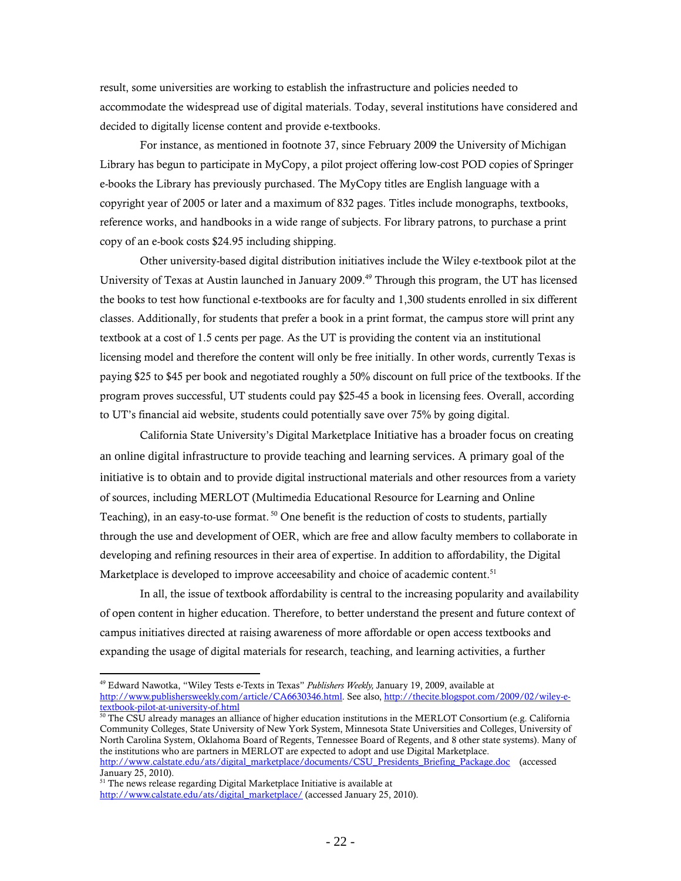result, some universities are working to establish the infrastructure and policies needed to accommodate the widespread use of digital materials. Today, several institutions have considered and decided to digitally license content and provide e-textbooks.

For instance, as mentioned in footnote 37, since February 2009 the University of Michigan Library has begun to participate in MyCopy, a pilot project offering low-cost POD copies of Springer e-books the Library has previously purchased. The MyCopy titles are English language with a copyright year of 2005 or later and a maximum of 832 pages. Titles include monographs, textbooks, reference works, and handbooks in a wide range of subjects. For library patrons, to purchase a print copy of an e-book costs $24.95 including shipping.

Other university-based digital distribution initiatives include the Wiley e-textbook pilot at the University of Texas at Austin launched in January 2009.[49] Through this program, the UT has licensed the books to test how functional e-textbooks are for faculty and 1,300 students enrolled in six different classes. Additionally, for students that prefer a book in a print format, the campus store will print any textbook at a cost of 1.5 cents per page. As the UT is providing the content via an institutional licensing model and therefore the content will only be free initially. In other words, currently Texas is paying $25 to $45 per book and negotiated roughly a 50% discount on full price of the textbooks. If the program proves successful, UT students could pay $25-45 a book in licensing fees. Overall, according to UT's financial aid website, students could potentially save over 75% by going digital.

California State University's Digital Marketplace Initiative has a broader focus on creating an online digital infrastructure to provide teaching and learning services. A primary goal of the initiative is to obtain and to provide digital instructional materials and other resources from a variety of sources, including MERLOT (Multimedia Educational Resource for Learning and Online Teaching), in an easy-to-use format.[50] One benefit is the reduction of costs to students, partially through the use and development of OER, which are free and allow faculty members to collaborate in developing and refining resources in their area of expertise. In addition to affordability, the Digital Marketplace is developed to improve acceesability and choice of academic content.[51]

In all, the issue of textbook affordability is central to the increasing popularity and availability of open content in higher education. Therefore, to better understand the present and future context of campus initiatives directed at raising awareness of more affordable or open access textbooks and expanding the usage of digital materials for research, teaching, and learning activities, a further

---

[49] Edward Nawotka, "Wiley Tests e-Texts in Texas" *Publishers Weekly,* January 19, 2009, available at http://www.publishersweekly.com/article/CA6630346.html. See also, http://thecite.blogspot.com/2009/02/wiley-e-textbook-pilot-at-university-of.html

[50] The CSU already manages an alliance of higher education institutions in the MERLOT Consortium (e.g. California Community Colleges, State University of New York System, Minnesota State Universities and Colleges, University of North Carolina System, Oklahoma Board of Regents, Tennessee Board of Regents, and 8 other state systems). Many of the institutions who are partners in MERLOT are expected to adopt and use Digital Marketplace. http://www.calstate.edu/ats/digital_marketplace/documents/CSU_Presidents_Briefing_Package.doc (accessed January 25, 2010).

[51] The news release regarding Digital Marketplace Initiative is available at http://www.calstate.edu/ats/digital_marketplace/ (accessed January 25, 2010).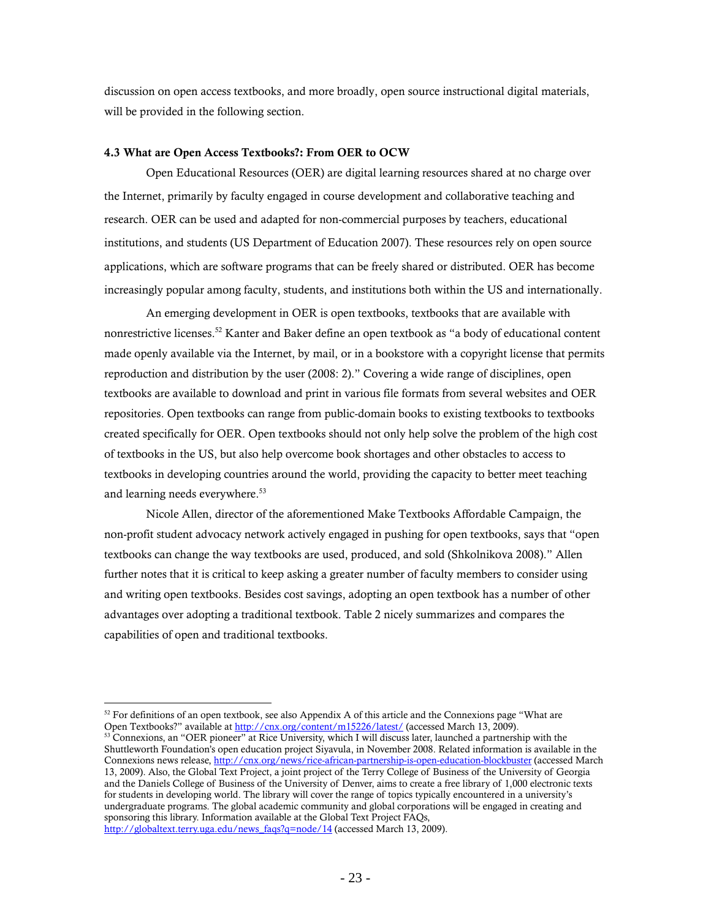discussion on open access textbooks, and more broadly, open source instructional digital materials, will be provided in the following section.

### 4.3 What are Open Access Textbooks?: From OER to OCW

Open Educational Resources (OER) are digital learning resources shared at no charge over the Internet, primarily by faculty engaged in course development and collaborative teaching and research. OER can be used and adapted for non-commercial purposes by teachers, educational institutions, and students (US Department of Education 2007). These resources rely on open source applications, which are software programs that can be freely shared or distributed. OER has become increasingly popular among faculty, students, and institutions both within the US and internationally.

An emerging development in OER is open textbooks, textbooks that are available with nonrestrictive licenses.[52] Kanter and Baker define an open textbook as "a body of educational content made openly available via the Internet, by mail, or in a bookstore with a copyright license that permits reproduction and distribution by the user (2008: 2)." Covering a wide range of disciplines, open textbooks are available to download and print in various file formats from several websites and OER repositories. Open textbooks can range from public-domain books to existing textbooks to textbooks created specifically for OER. Open textbooks should not only help solve the problem of the high cost of textbooks in the US, but also help overcome book shortages and other obstacles to access to textbooks in developing countries around the world, providing the capacity to better meet teaching and learning needs everywhere.[53]

Nicole Allen, director of the aforementioned Make Textbooks Affordable Campaign, the non-profit student advocacy network actively engaged in pushing for open textbooks, says that "open textbooks can change the way textbooks are used, produced, and sold (Shkolnikova 2008)." Allen further notes that it is critical to keep asking a greater number of faculty members to consider using and writing open textbooks. Besides cost savings, adopting an open textbook has a number of other advantages over adopting a traditional textbook. Table 2 nicely summarizes and compares the capabilities of open and traditional textbooks.

---

[52] For definitions of an open textbook, see also Appendix A of this article and the Connexions page "What are Open Textbooks?" available at http://cnx.org/content/m15226/latest/ (accessed March 13, 2009).

[53] Connexions, an "OER pioneer" at Rice University, which I will discuss later, launched a partnership with the Shuttleworth Foundation's open education project Siyavula, in November 2008. Related information is available in the Connexions news release, http://cnx.org/news/rice-african-partnership-is-open-education-blockbuster (accessed March 13, 2009). Also, the Global Text Project, a joint project of the Terry College of Business of the University of Georgia and the Daniels College of Business of the University of Denver, aims to create a free library of 1,000 electronic texts for students in developing world. The library will cover the range of topics typically encountered in a university's undergraduate programs. The global academic community and global corporations will be engaged in creating and sponsoring this library. Information available at the Global Text Project FAQs, http://globaltext.terry.uga.edu/news_faqs?q=node/14 (accessed March 13, 2009).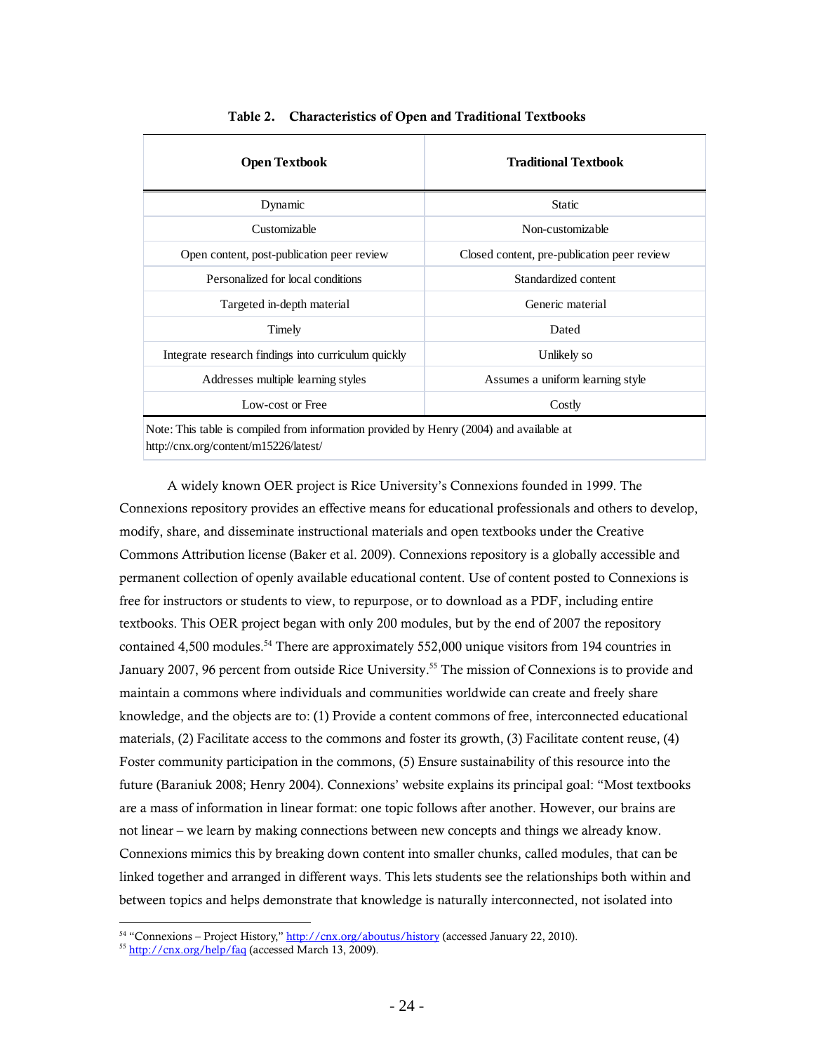**Table 2. Characteristics of Open and Traditional Textbooks**

| Open Textbook | Traditional Textbook |
|---|---|
| Dynamic | Static |
| Customizable | Non-customizable |
| Open content, post-publication peer review | Closed content, pre-publication peer review |
| Personalized for local conditions | Standardized content |
| Targeted in-depth material | Generic material |
| Timely | Dated |
| Integrate research findings into curriculum quickly | Unlikely so |
| Addresses multiple learning styles | Assumes a uniform learning style |
| Low-cost or Free | Costly |

Note: This table is compiled from information provided by Henry (2004) and available at http://cnx.org/content/m15226/latest/

A widely known OER project is Rice University's Connexions founded in 1999. The Connexions repository provides an effective means for educational professionals and others to develop, modify, share, and disseminate instructional materials and open textbooks under the Creative Commons Attribution license (Baker et al. 2009). Connexions repository is a globally accessible and permanent collection of openly available educational content. Use of content posted to Connexions is free for instructors or students to view, to repurpose, or to download as a PDF, including entire textbooks. This OER project began with only 200 modules, but by the end of 2007 the repository contained 4,500 modules.[54] There are approximately 552,000 unique visitors from 194 countries in January 2007, 96 percent from outside Rice University.[55] The mission of Connexions is to provide and maintain a commons where individuals and communities worldwide can create and freely share knowledge, and the objects are to: (1) Provide a content commons of free, interconnected educational materials, (2) Facilitate access to the commons and foster its growth, (3) Facilitate content reuse, (4) Foster community participation in the commons, (5) Ensure sustainability of this resource into the future (Baraniuk 2008; Henry 2004). Connexions' website explains its principal goal: "Most textbooks are a mass of information in linear format: one topic follows after another. However, our brains are not linear – we learn by making connections between new concepts and things we already know. Connexions mimics this by breaking down content into smaller chunks, called modules, that can be linked together and arranged in different ways. This lets students see the relationships both within and between topics and helps demonstrate that knowledge is naturally interconnected, not isolated into

---

[54] "Connexions – Project History," http://cnx.org/aboutus/history (accessed January 22, 2010).

[55] http://cnx.org/help/faq (accessed March 13, 2009).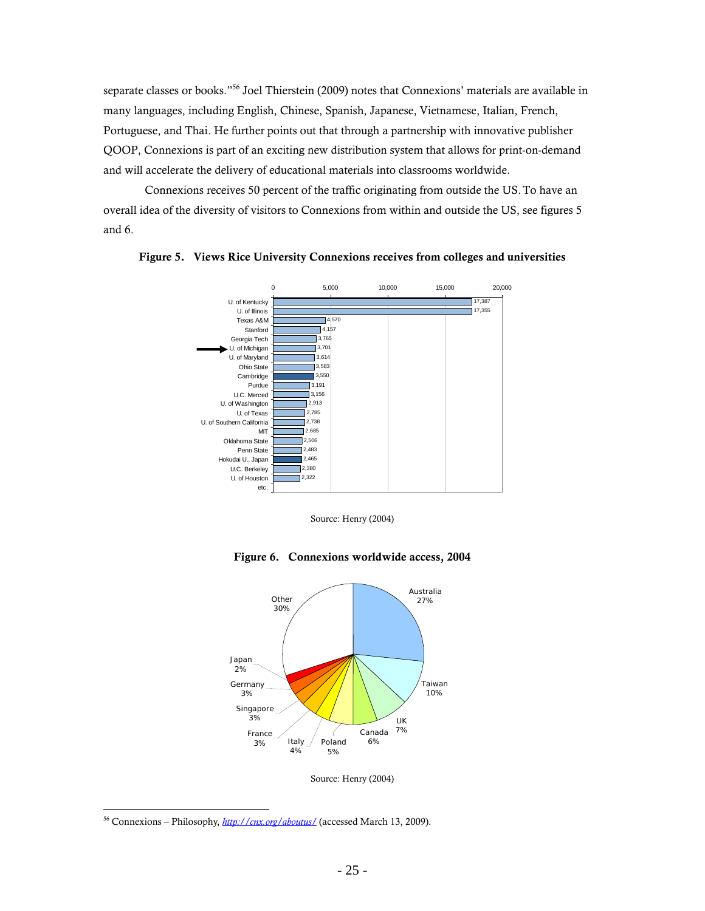separate classes or books."[56] Joel Thierstein (2009) notes that Connexions' materials are available in many languages, including English, Chinese, Spanish, Japanese, Vietnamese, Italian, French, Portuguese, and Thai. He further points out that through a partnership with innovative publisher QOOP, Connexions is part of an exciting new distribution system that allows for print-on-demand and will accelerate the delivery of educational materials into classrooms worldwide.

Connexions receives 50 percent of the traffic originating from outside the US. To have an overall idea of the diversity of visitors to Connexions from within and outside the US, see figures 5 and 6.

**Figure 5. Views Rice University Connexions receives from colleges and universities**

| Institution | Views |
|---|---|
| U. of Kentucky | 17,387 |
| U. of Illinois | 17,355 |
| Texas A&M | 4,570 |
| Stanford | 4,157 |
| Georgia Tech | 3,765 |
| U. of Michigan | 3,701 |
| U. of Maryland | 3,614 |
| Ohio State | 3,583 |
| Cambridge | 3,550 |
| Purdue | 3,191 |
| U.C. Merced | 3,156 |
| U. of Washington | 2,913 |
| U. of Texas | 2,785 |
| U. of Southern California | 2,738 |
| MIT | 2,685 |
| Oklahoma State | 2,506 |
| Penn State | 2,483 |
| Hokudai U., Japan | 2,465 |
| U.C. Berkeley | 2,380 |
| U. of Houston | 2,322 |
| etc. | |

Source: Henry (2004)

**Figure 6. Connexions worldwide access, 2004**

| Country | Share |
|---|---|
| Australia | 27% |
| Taiwan | 10% |
| UK | 7% |
| Canada | 6% |
| Poland | 5% |
| Italy | 4% |
| France | 3% |
| Singapore | 3% |
| Germany | 3% |
| Japan | 2% |
| Other | 30% |

Source: Henry (2004)

[56] Connexions – Philosophy, http://cnx.org/aboutus/ (accessed March 13, 2009).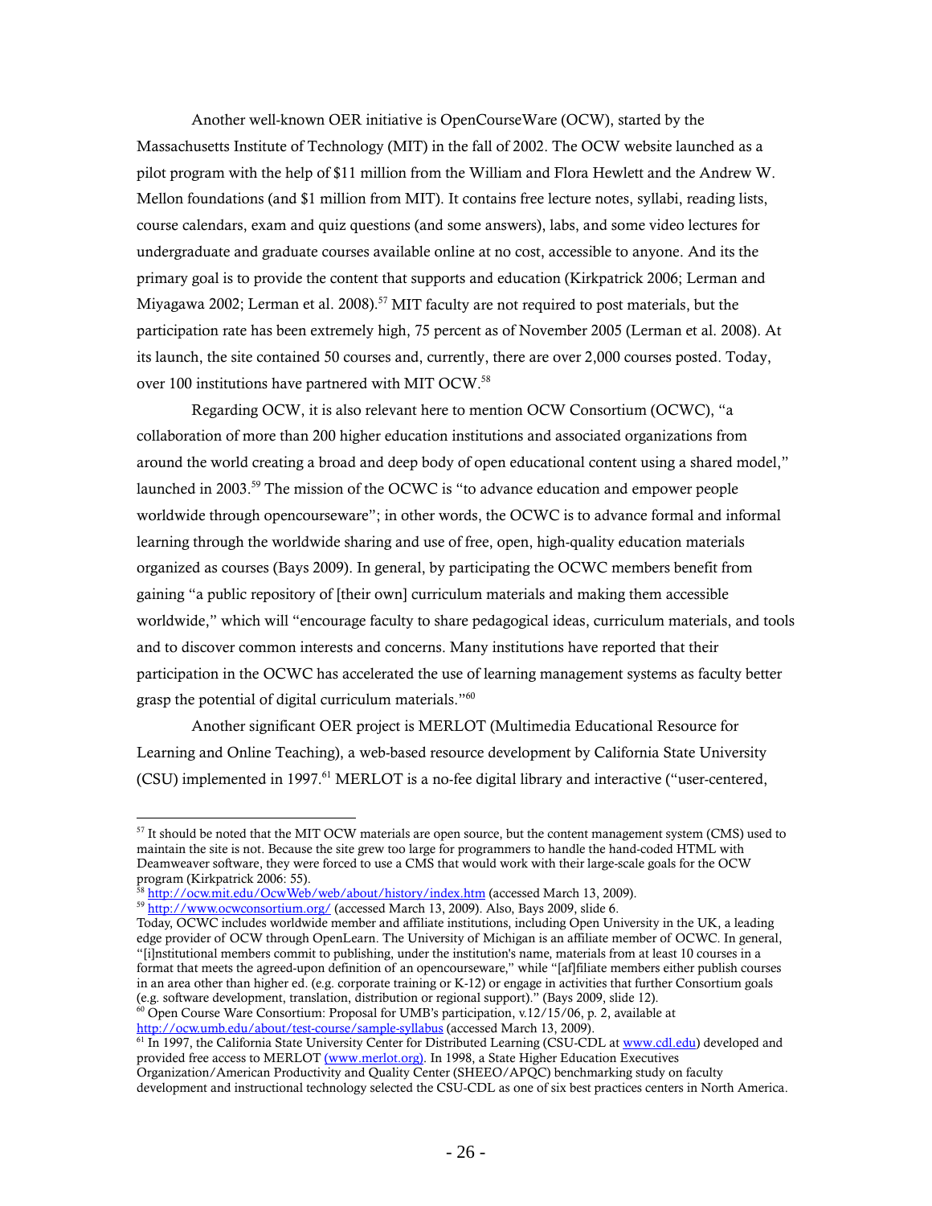Another well-known OER initiative is OpenCourseWare (OCW), started by the Massachusetts Institute of Technology (MIT) in the fall of 2002. The OCW website launched as a pilot program with the help of $11 million from the William and Flora Hewlett and the Andrew W. Mellon foundations (and $1 million from MIT). It contains free lecture notes, syllabi, reading lists, course calendars, exam and quiz questions (and some answers), labs, and some video lectures for undergraduate and graduate courses available online at no cost, accessible to anyone. And its the primary goal is to provide the content that supports and education (Kirkpatrick 2006; Lerman and Miyagawa 2002; Lerman et al. 2008).[57] MIT faculty are not required to post materials, but the participation rate has been extremely high, 75 percent as of November 2005 (Lerman et al. 2008). At its launch, the site contained 50 courses and, currently, there are over 2,000 courses posted. Today, over 100 institutions have partnered with MIT OCW.[58]

Regarding OCW, it is also relevant here to mention OCW Consortium (OCWC), "a collaboration of more than 200 higher education institutions and associated organizations from around the world creating a broad and deep body of open educational content using a shared model," launched in 2003.[59] The mission of the OCWC is "to advance education and empower people worldwide through opencourseware"; in other words, the OCWC is to advance formal and informal learning through the worldwide sharing and use of free, open, high-quality education materials organized as courses (Bays 2009). In general, by participating the OCWC members benefit from gaining "a public repository of [their own] curriculum materials and making them accessible worldwide," which will "encourage faculty to share pedagogical ideas, curriculum materials, and tools and to discover common interests and concerns. Many institutions have reported that their participation in the OCWC has accelerated the use of learning management systems as faculty better grasp the potential of digital curriculum materials."[60]

Another significant OER project is MERLOT (Multimedia Educational Resource for Learning and Online Teaching), a web-based resource development by California State University (CSU) implemented in 1997.[61] MERLOT is a no-fee digital library and interactive ("user-centered,

---

[57] It should be noted that the MIT OCW materials are open source, but the content management system (CMS) used to maintain the site is not. Because the site grew too large for programmers to handle the hand-coded HTML with Deamweaver software, they were forced to use a CMS that would work with their large-scale goals for the OCW program (Kirkpatrick 2006: 55).

[58] http://ocw.mit.edu/OcwWeb/web/about/history/index.htm (accessed March 13, 2009).

[59] http://www.ocwconsortium.org/ (accessed March 13, 2009). Also, Bays 2009, slide 6.
Today, OCWC includes worldwide member and affiliate institutions, including Open University in the UK, a leading edge provider of OCW through OpenLearn. The University of Michigan is an affiliate member of OCWC. In general, "[i]nstitutional members commit to publishing, under the institution's name, materials from at least 10 courses in a format that meets the agreed-upon definition of an opencourseware," while "[af]filiate members either publish courses in an area other than higher ed. (e.g. corporate training or K-12) or engage in activities that further Consortium goals (e.g. software development, translation, distribution or regional support)." (Bays 2009, slide 12).

[60] Open Course Ware Consortium: Proposal for UMB's participation, v.12/15/06, p. 2, available at http://ocw.umb.edu/about/test-course/sample-syllabus (accessed March 13, 2009).

[61] In 1997, the California State University Center for Distributed Learning (CSU-CDL at www.cdl.edu) developed and provided free access to MERLOT (www.merlot.org). In 1998, a State Higher Education Executives Organization/American Productivity and Quality Center (SHEEO/APQC) benchmarking study on faculty development and instructional technology selected the CSU-CDL as one of six best practices centers in North America.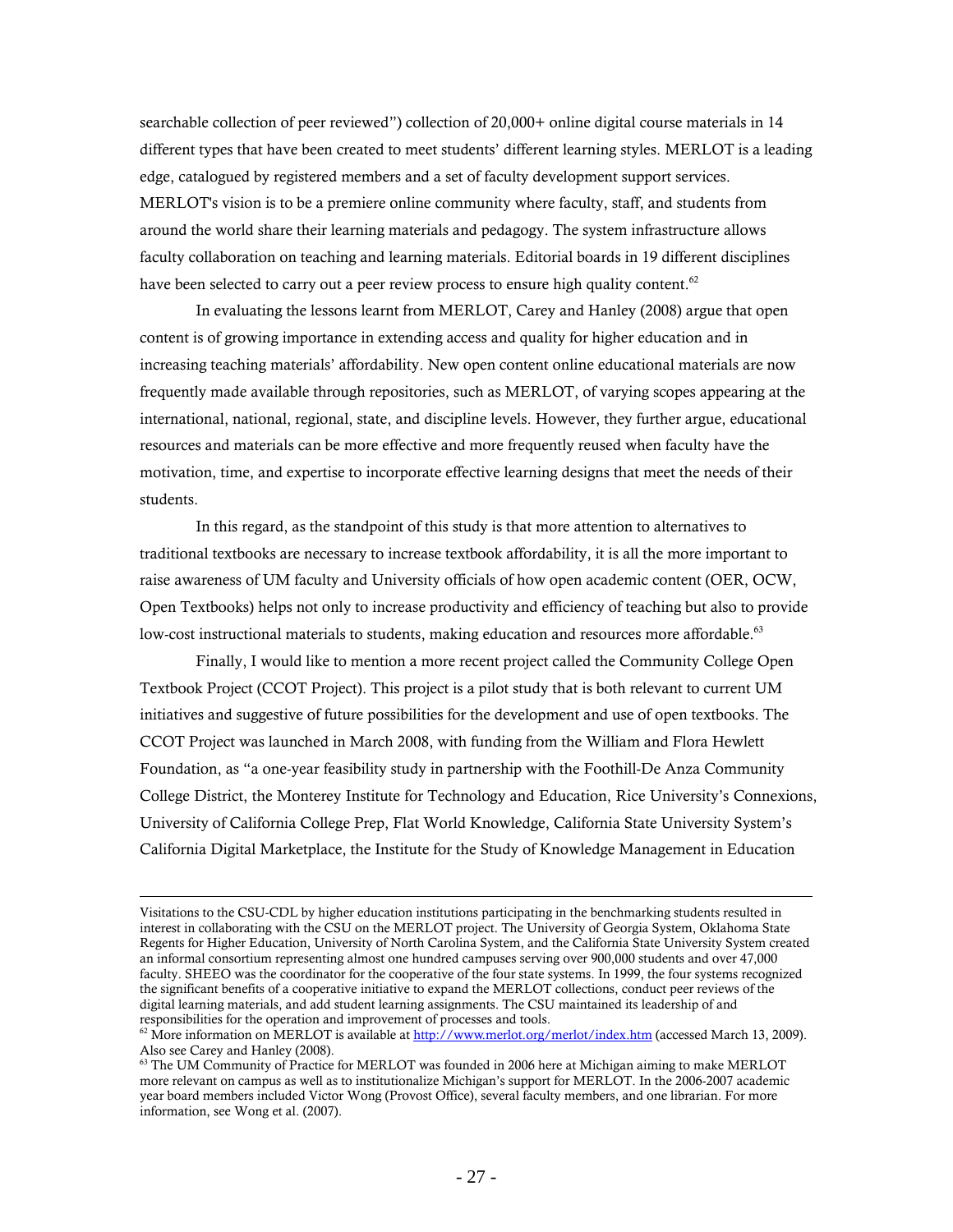searchable collection of peer reviewed") collection of 20,000+ online digital course materials in 14 different types that have been created to meet students' different learning styles. MERLOT is a leading edge, catalogued by registered members and a set of faculty development support services. MERLOT's vision is to be a premiere online community where faculty, staff, and students from around the world share their learning materials and pedagogy. The system infrastructure allows faculty collaboration on teaching and learning materials. Editorial boards in 19 different disciplines have been selected to carry out a peer review process to ensure high quality content.[62]

In evaluating the lessons learnt from MERLOT, Carey and Hanley (2008) argue that open content is of growing importance in extending access and quality for higher education and in increasing teaching materials' affordability. New open content online educational materials are now frequently made available through repositories, such as MERLOT, of varying scopes appearing at the international, national, regional, state, and discipline levels. However, they further argue, educational resources and materials can be more effective and more frequently reused when faculty have the motivation, time, and expertise to incorporate effective learning designs that meet the needs of their students.

In this regard, as the standpoint of this study is that more attention to alternatives to traditional textbooks are necessary to increase textbook affordability, it is all the more important to raise awareness of UM faculty and University officials of how open academic content (OER, OCW, Open Textbooks) helps not only to increase productivity and efficiency of teaching but also to provide low-cost instructional materials to students, making education and resources more affordable.[63]

Finally, I would like to mention a more recent project called the Community College Open Textbook Project (CCOT Project). This project is a pilot study that is both relevant to current UM initiatives and suggestive of future possibilities for the development and use of open textbooks. The CCOT Project was launched in March 2008, with funding from the William and Flora Hewlett Foundation, as "a one-year feasibility study in partnership with the Foothill-De Anza Community College District, the Monterey Institute for Technology and Education, Rice University's Connexions, University of California College Prep, Flat World Knowledge, California State University System's California Digital Marketplace, the Institute for the Study of Knowledge Management in Education

---

Visitations to the CSU-CDL by higher education institutions participating in the benchmarking students resulted in interest in collaborating with the CSU on the MERLOT project. The University of Georgia System, Oklahoma State Regents for Higher Education, University of North Carolina System, and the California State University System created an informal consortium representing almost one hundred campuses serving over 900,000 students and over 47,000 faculty. SHEEO was the coordinator for the cooperative of the four state systems. In 1999, the four systems recognized the significant benefits of a cooperative initiative to expand the MERLOT collections, conduct peer reviews of the digital learning materials, and add student learning assignments. The CSU maintained its leadership of and responsibilities for the operation and improvement of processes and tools.

[62] More information on MERLOT is available at http://www.merlot.org/merlot/index.htm (accessed March 13, 2009). Also see Carey and Hanley (2008).

[63] The UM Community of Practice for MERLOT was founded in 2006 here at Michigan aiming to make MERLOT more relevant on campus as well as to institutionalize Michigan's support for MERLOT. In the 2006-2007 academic year board members included Victor Wong (Provost Office), several faculty members, and one librarian. For more information, see Wong et al. (2007).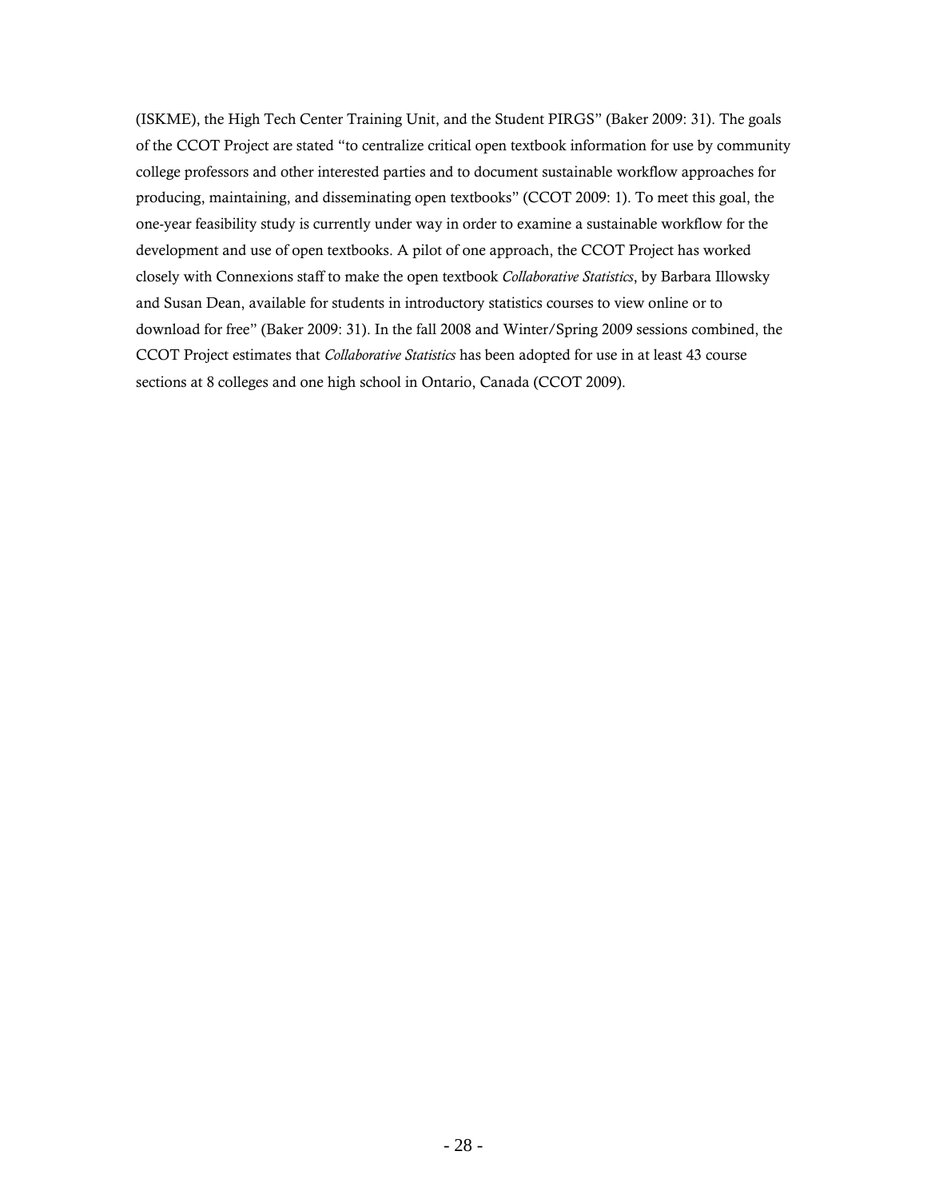(ISKME), the High Tech Center Training Unit, and the Student PIRGS" (Baker 2009: 31). The goals of the CCOT Project are stated "to centralize critical open textbook information for use by community college professors and other interested parties and to document sustainable workflow approaches for producing, maintaining, and disseminating open textbooks" (CCOT 2009: 1). To meet this goal, the one-year feasibility study is currently under way in order to examine a sustainable workflow for the development and use of open textbooks. A pilot of one approach, the CCOT Project has worked closely with Connexions staff to make the open textbook *Collaborative Statistics*, by Barbara Illowsky and Susan Dean, available for students in introductory statistics courses to view online or to download for free" (Baker 2009: 31). In the fall 2008 and Winter/Spring 2009 sessions combined, the CCOT Project estimates that *Collaborative Statistics* has been adopted for use in at least 43 course sections at 8 colleges and one high school in Ontario, Canada (CCOT 2009).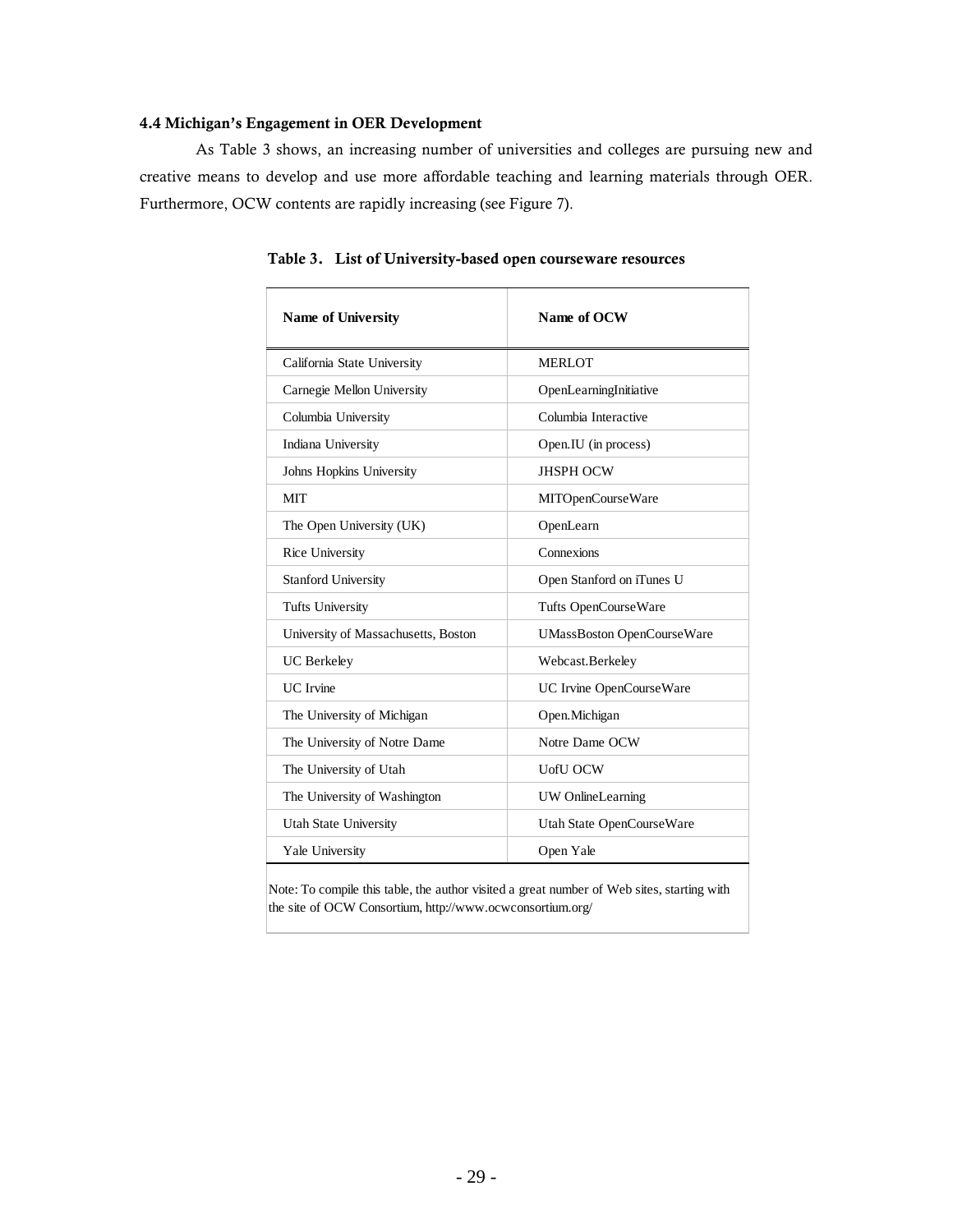### 4.4 Michigan's Engagement in OER Development

As Table 3 shows, an increasing number of universities and colleges are pursuing new and creative means to develop and use more affordable teaching and learning materials through OER. Furthermore, OCW contents are rapidly increasing (see Figure 7).

**Table 3. List of University-based open courseware resources**

| Name of University | Name of OCW |
|---|---|
| California State University | MERLOT |
| Carnegie Mellon University | OpenLearningInitiative |
| Columbia University | Columbia Interactive |
| Indiana University | Open.IU (in process) |
| Johns Hopkins University | JHSPH OCW |
| MIT | MITOpenCourseWare |
| The Open University (UK) | OpenLearn |
| Rice University | Connexions |
| Stanford University | Open Stanford on iTunes U |
| Tufts University | Tufts OpenCourseWare |
| University of Massachusetts, Boston | UMassBoston OpenCourseWare |
| UC Berkeley | Webcast.Berkeley |
| UC Irvine | UC Irvine OpenCourseWare |
| The University of Michigan | Open.Michigan |
| The University of Notre Dame | Notre Dame OCW |
| The University of Utah | UofU OCW |
| The University of Washington | UW OnlineLearning |
| Utah State University | Utah State OpenCourseWare |
| Yale University | Open Yale |

Note: To compile this table, the author visited a great number of Web sites, starting with the site of OCW Consortium, http://www.ocwconsortium.org/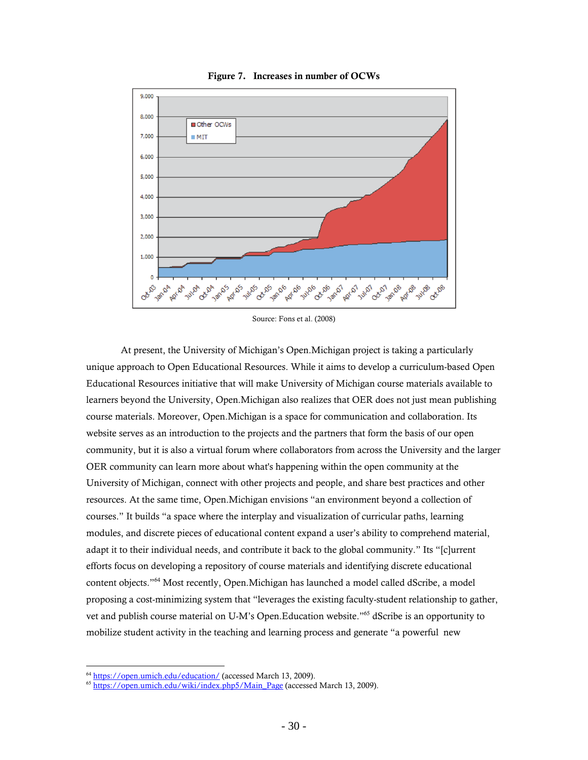**Figure 7. Increases in number of OCWs**

Source: Fons et al. (2008)

At present, the University of Michigan's Open.Michigan project is taking a particularly unique approach to Open Educational Resources. While it aims to develop a curriculum-based Open Educational Resources initiative that will make University of Michigan course materials available to learners beyond the University, Open.Michigan also realizes that OER does not just mean publishing course materials. Moreover, Open.Michigan is a space for communication and collaboration. Its website serves as an introduction to the projects and the partners that form the basis of our open community, but it is also a virtual forum where collaborators from across the University and the larger OER community can learn more about what's happening within the open community at the University of Michigan, connect with other projects and people, and share best practices and other resources. At the same time, Open.Michigan envisions "an environment beyond a collection of courses." It builds "a space where the interplay and visualization of curricular paths, learning modules, and discrete pieces of educational content expand a user's ability to comprehend material, adapt it to their individual needs, and contribute it back to the global community." Its "[c]urrent efforts focus on developing a repository of course materials and identifying discrete educational content objects."[64] Most recently, Open.Michigan has launched a model called dScribe, a model proposing a cost-minimizing system that "leverages the existing faculty-student relationship to gather, vet and publish course material on U-M's Open.Education website."[65] dScribe is an opportunity to mobilize student activity in the teaching and learning process and generate "a powerful new

[64] https://open.umich.edu/education/ (accessed March 13, 2009).

[65] https://open.umich.edu/wiki/index.php5/Main_Page (accessed March 13, 2009).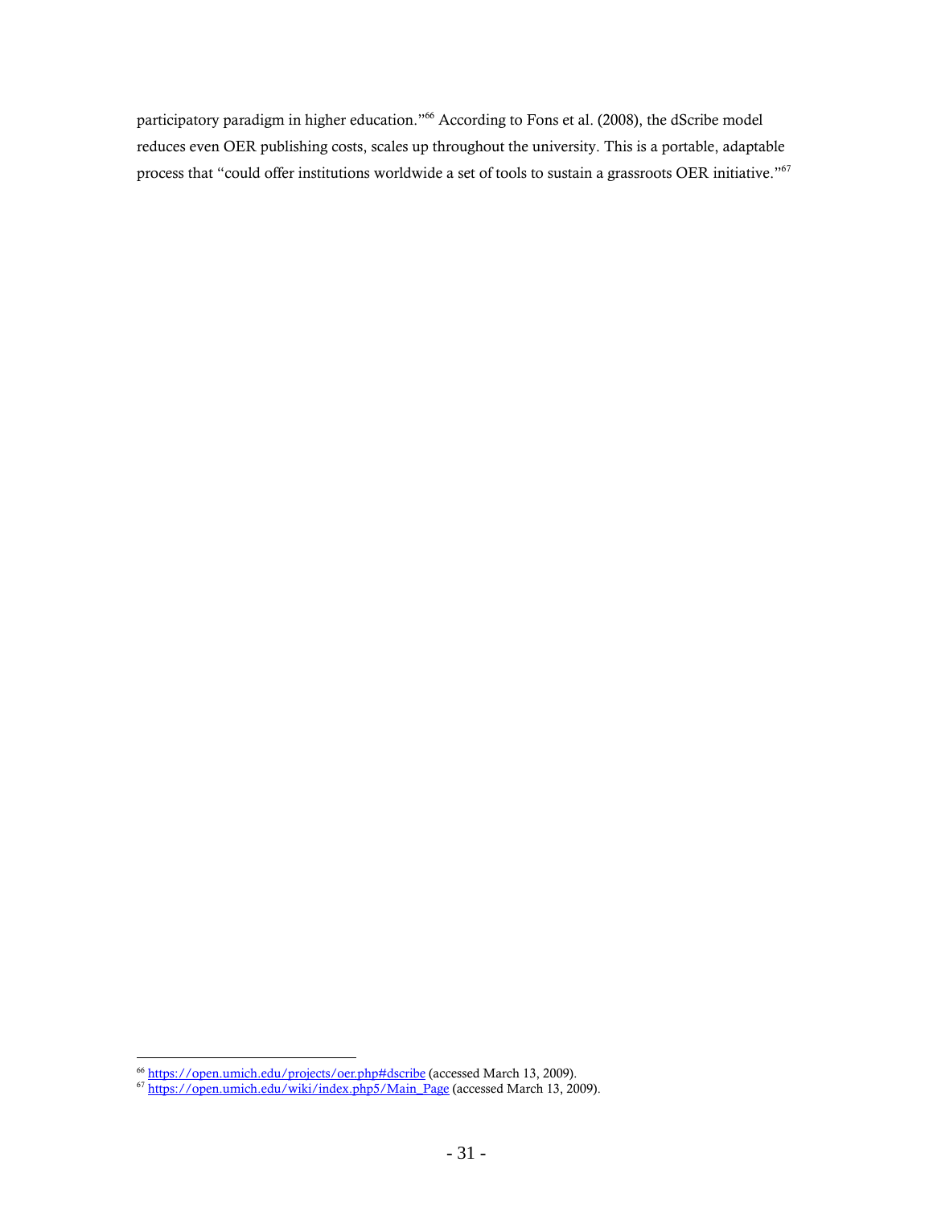participatory paradigm in higher education."[66] According to Fons et al. (2008), the dScribe model reduces even OER publishing costs, scales up throughout the university. This is a portable, adaptable process that "could offer institutions worldwide a set of tools to sustain a grassroots OER initiative."[67]

---

[66] https://open.umich.edu/projects/oer.php#dscribe (accessed March 13, 2009).

[67] https://open.umich.edu/wiki/index.php5/Main_Page (accessed March 13, 2009).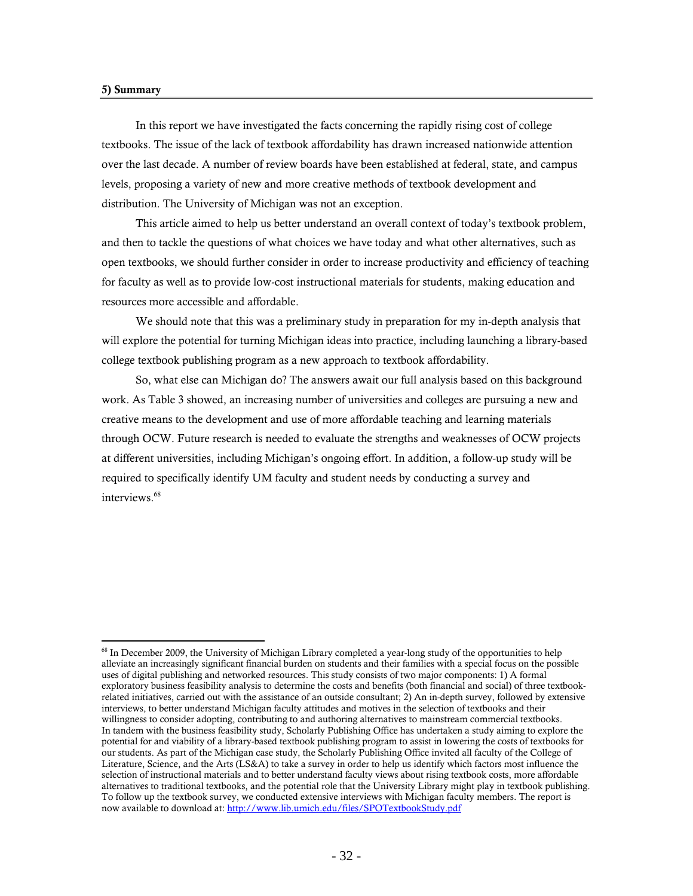## 5) Summary

In this report we have investigated the facts concerning the rapidly rising cost of college textbooks. The issue of the lack of textbook affordability has drawn increased nationwide attention over the last decade. A number of review boards have been established at federal, state, and campus levels, proposing a variety of new and more creative methods of textbook development and distribution. The University of Michigan was not an exception.

This article aimed to help us better understand an overall context of today's textbook problem, and then to tackle the questions of what choices we have today and what other alternatives, such as open textbooks, we should further consider in order to increase productivity and efficiency of teaching for faculty as well as to provide low-cost instructional materials for students, making education and resources more accessible and affordable.

We should note that this was a preliminary study in preparation for my in-depth analysis that will explore the potential for turning Michigan ideas into practice, including launching a library-based college textbook publishing program as a new approach to textbook affordability.

So, what else can Michigan do? The answers await our full analysis based on this background work. As Table 3 showed, an increasing number of universities and colleges are pursuing a new and creative means to the development and use of more affordable teaching and learning materials through OCW. Future research is needed to evaluate the strengths and weaknesses of OCW projects at different universities, including Michigan's ongoing effort. In addition, a follow-up study will be required to specifically identify UM faculty and student needs by conducting a survey and interviews.[68]

---

[68] In December 2009, the University of Michigan Library completed a year-long study of the opportunities to help alleviate an increasingly significant financial burden on students and their families with a special focus on the possible uses of digital publishing and networked resources. This study consists of two major components: 1) A formal exploratory business feasibility analysis to determine the costs and benefits (both financial and social) of three textbook-related initiatives, carried out with the assistance of an outside consultant; 2) An in-depth survey, followed by extensive interviews, to better understand Michigan faculty attitudes and motives in the selection of textbooks and their willingness to consider adopting, contributing to and authoring alternatives to mainstream commercial textbooks. In tandem with the business feasibility study, Scholarly Publishing Office has undertaken a study aiming to explore the potential for and viability of a library-based textbook publishing program to assist in lowering the costs of textbooks for our students. As part of the Michigan case study, the Scholarly Publishing Office invited all faculty of the College of Literature, Science, and the Arts (LS&A) to take a survey in order to help us identify which factors most influence the selection of instructional materials and to better understand faculty views about rising textbook costs, more affordable alternatives to traditional textbooks, and the potential role that the University Library might play in textbook publishing. To follow up the textbook survey, we conducted extensive interviews with Michigan faculty members. The report is now available to download at: http://www.lib.umich.edu/files/SPOTextbookStudy.pdf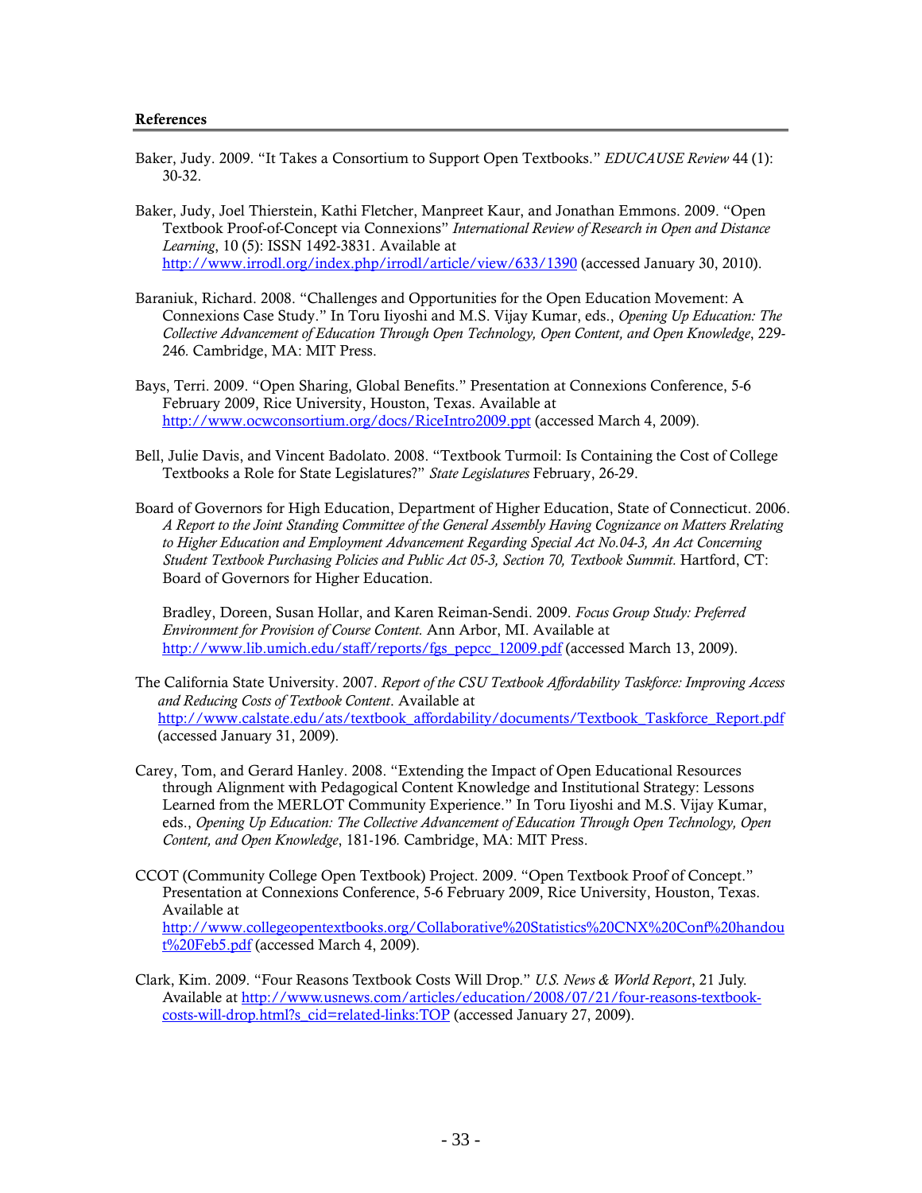**References**

Baker, Judy. 2009. "It Takes a Consortium to Support Open Textbooks." *EDUCAUSE Review* 44 (1): 30-32.

Baker, Judy, Joel Thierstein, Kathi Fletcher, Manpreet Kaur, and Jonathan Emmons. 2009. "Open Textbook Proof-of-Concept via Connexions" *International Review of Research in Open and Distance Learning*, 10 (5): ISSN 1492-3831. Available at http://www.irrodl.org/index.php/irrodl/article/view/633/1390 (accessed January 30, 2010).

Baraniuk, Richard. 2008. "Challenges and Opportunities for the Open Education Movement: A Connexions Case Study." In Toru Iiyoshi and M.S. Vijay Kumar, eds., *Opening Up Education: The Collective Advancement of Education Through Open Technology, Open Content, and Open Knowledge*, 229-246. Cambridge, MA: MIT Press.

Bays, Terri. 2009. "Open Sharing, Global Benefits." Presentation at Connexions Conference, 5-6 February 2009, Rice University, Houston, Texas. Available at http://www.ocwconsortium.org/docs/RiceIntro2009.ppt (accessed March 4, 2009).

Bell, Julie Davis, and Vincent Badolato. 2008. "Textbook Turmoil: Is Containing the Cost of College Textbooks a Role for State Legislatures?" *State Legislatures* February, 26-29.

Board of Governors for High Education, Department of Higher Education, State of Connecticut. 2006. *A Report to the Joint Standing Committee of the General Assembly Having Cognizance on Matters Rrelating to Higher Education and Employment Advancement Regarding Special Act No.04-3, An Act Concerning Student Textbook Purchasing Policies and Public Act 05-3, Section 70, Textbook Summit.* Hartford, CT: Board of Governors for Higher Education.

Bradley, Doreen, Susan Hollar, and Karen Reiman-Sendi. 2009. *Focus Group Study: Preferred Environment for Provision of Course Content.* Ann Arbor, MI. Available at http://www.lib.umich.edu/staff/reports/fgs_pepcc_12009.pdf (accessed March 13, 2009).

The California State University. 2007. *Report of the CSU Textbook Affordability Taskforce: Improving Access and Reducing Costs of Textbook Content*. Available at http://www.calstate.edu/ats/textbook_affordability/documents/Textbook_Taskforce_Report.pdf (accessed January 31, 2009).

Carey, Tom, and Gerard Hanley. 2008. "Extending the Impact of Open Educational Resources through Alignment with Pedagogical Content Knowledge and Institutional Strategy: Lessons Learned from the MERLOT Community Experience." In Toru Iiyoshi and M.S. Vijay Kumar, eds., *Opening Up Education: The Collective Advancement of Education Through Open Technology, Open Content, and Open Knowledge*, 181-196. Cambridge, MA: MIT Press.

CCOT (Community College Open Textbook) Project. 2009. "Open Textbook Proof of Concept." Presentation at Connexions Conference, 5-6 February 2009, Rice University, Houston, Texas. Available at http://www.collegeopentextbooks.org/Collaborative%20Statistics%20CNX%20Conf%20handout%20Feb5.pdf (accessed March 4, 2009).

Clark, Kim. 2009. "Four Reasons Textbook Costs Will Drop." *U.S. News & World Report*, 21 July. Available at http://www.usnews.com/articles/education/2008/07/21/four-reasons-textbook-costs-will-drop.html?s_cid=related-links:TOP (accessed January 27, 2009).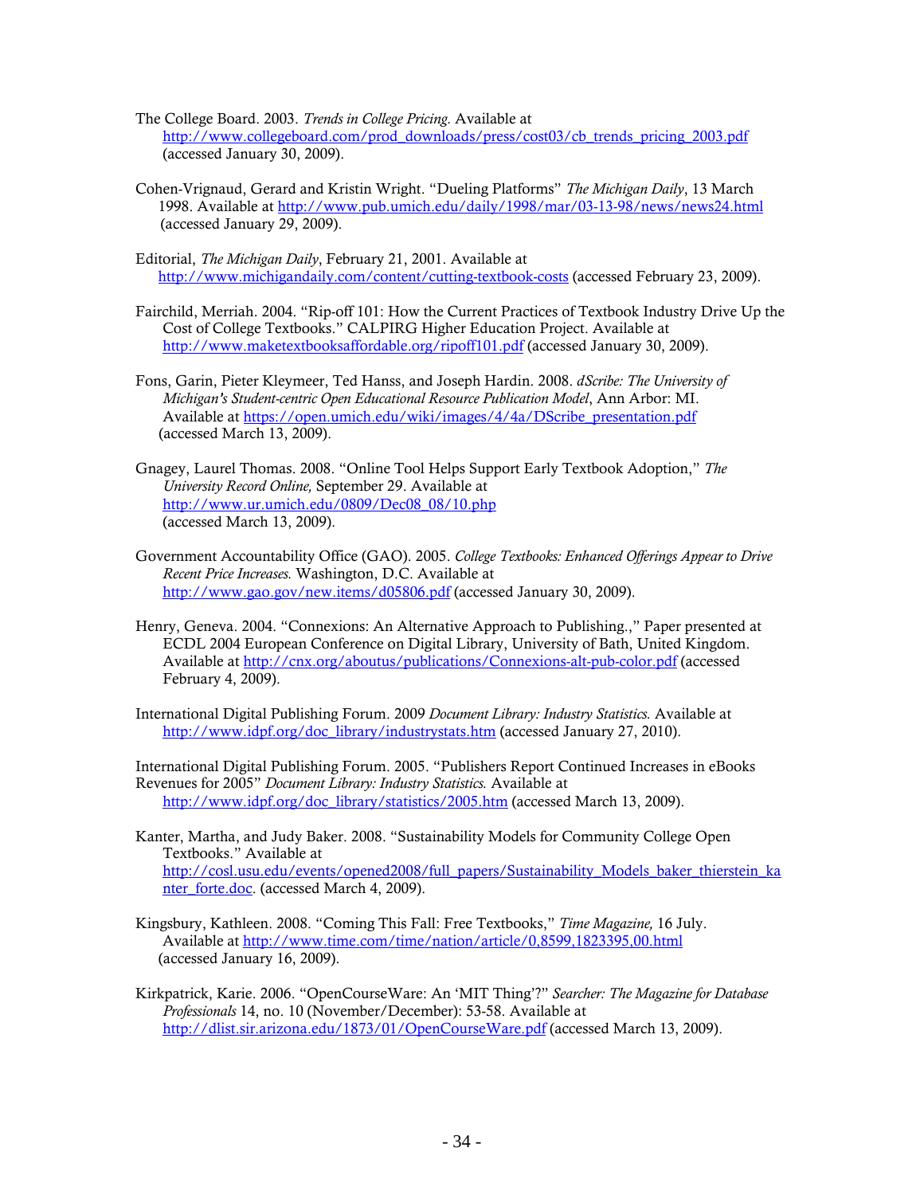The College Board. 2003. *Trends in College Pricing.* Available at http://www.collegeboard.com/prod_downloads/press/cost03/cb_trends_pricing_2003.pdf (accessed January 30, 2009).

Cohen-Vrignaud, Gerard and Kristin Wright. "Dueling Platforms" *The Michigan Daily*, 13 March 1998. Available at http://www.pub.umich.edu/daily/1998/mar/03-13-98/news/news24.html (accessed January 29, 2009).

Editorial, *The Michigan Daily*, February 21, 2001. Available at http://www.michigandaily.com/content/cutting-textbook-costs (accessed February 23, 2009).

Fairchild, Merriah. 2004. "Rip-off 101: How the Current Practices of Textbook Industry Drive Up the Cost of College Textbooks." CALPIRG Higher Education Project. Available at http://www.maketextbooksaffordable.org/ripoff101.pdf (accessed January 30, 2009).

Fons, Garin, Pieter Kleymeer, Ted Hanss, and Joseph Hardin. 2008. *dScribe: The University of Michigan's Student-centric Open Educational Resource Publication Model*, Ann Arbor: MI. Available at https://open.umich.edu/wiki/images/4/4a/DScribe_presentation.pdf (accessed March 13, 2009).

Gnagey, Laurel Thomas. 2008. "Online Tool Helps Support Early Textbook Adoption," *The University Record Online,* September 29. Available at http://www.ur.umich.edu/0809/Dec08_08/10.php (accessed March 13, 2009).

Government Accountability Office (GAO). 2005. *College Textbooks: Enhanced Offerings Appear to Drive Recent Price Increases.* Washington, D.C. Available at http://www.gao.gov/new.items/d05806.pdf (accessed January 30, 2009).

Henry, Geneva. 2004. "Connexions: An Alternative Approach to Publishing.," Paper presented at ECDL 2004 European Conference on Digital Library, University of Bath, United Kingdom. Available at http://cnx.org/aboutus/publications/Connexions-alt-pub-color.pdf (accessed February 4, 2009).

International Digital Publishing Forum. 2009 *Document Library: Industry Statistics.* Available at http://www.idpf.org/doc_library/industrystats.htm (accessed January 27, 2010).

International Digital Publishing Forum. 2005. "Publishers Report Continued Increases in eBooks Revenues for 2005" *Document Library: Industry Statistics.* Available at http://www.idpf.org/doc_library/statistics/2005.htm (accessed March 13, 2009).

Kanter, Martha, and Judy Baker. 2008. "Sustainability Models for Community College Open Textbooks." Available at http://cosl.usu.edu/events/opened2008/full_papers/Sustainability_Models_baker_thierstein_kanter_forte.doc. (accessed March 4, 2009).

Kingsbury, Kathleen. 2008. "Coming This Fall: Free Textbooks," *Time Magazine,* 16 July. Available at http://www.time.com/time/nation/article/0,8599,1823395,00.html (accessed January 16, 2009).

Kirkpatrick, Karie. 2006. "OpenCourseWare: An 'MIT Thing'?" *Searcher: The Magazine for Database Professionals* 14, no. 10 (November/December): 53-58. Available at http://dlist.sir.arizona.edu/1873/01/OpenCourseWare.pdf (accessed March 13, 2009).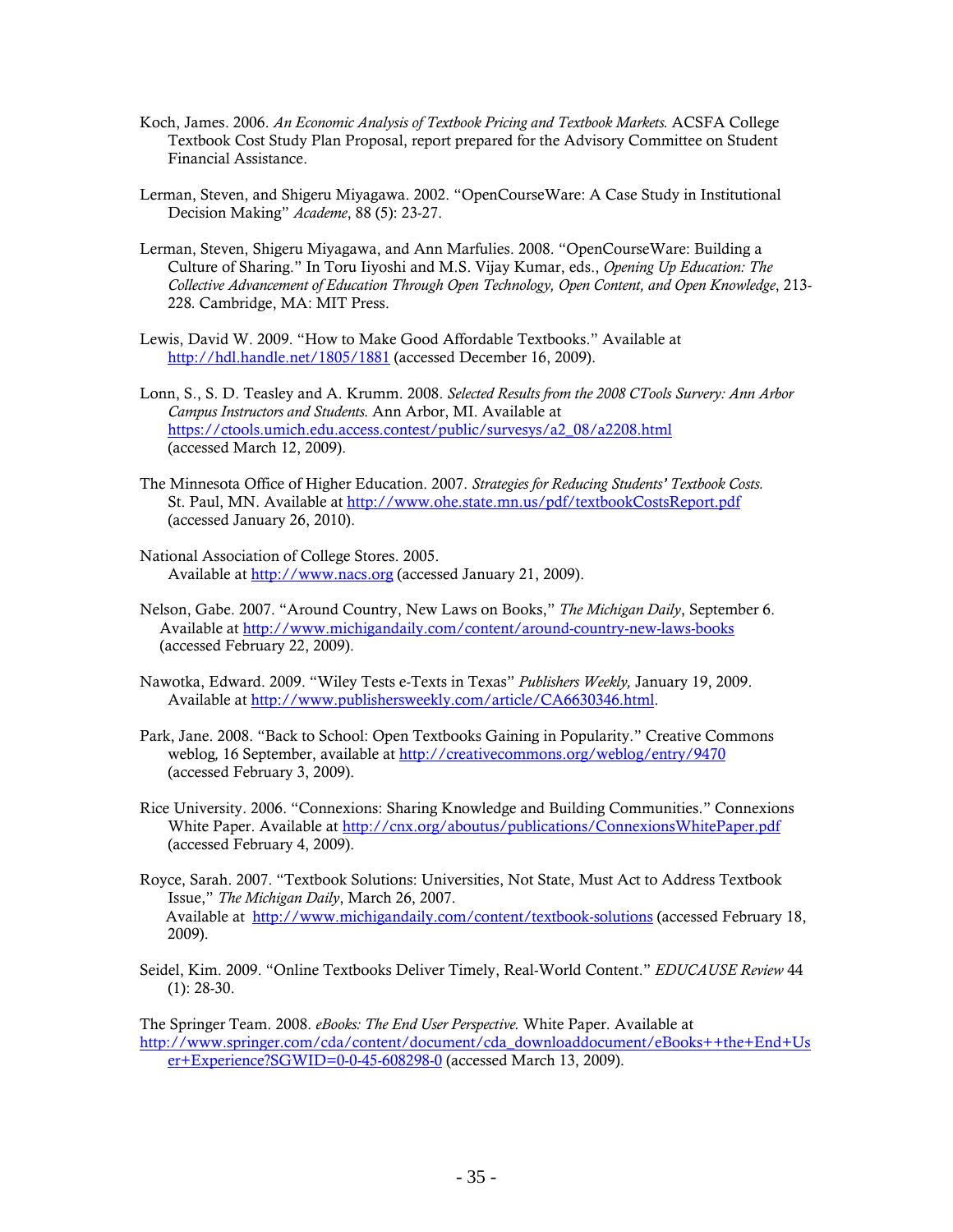Koch, James. 2006. *An Economic Analysis of Textbook Pricing and Textbook Markets.* ACSFA College Textbook Cost Study Plan Proposal, report prepared for the Advisory Committee on Student Financial Assistance.

Lerman, Steven, and Shigeru Miyagawa. 2002. "OpenCourseWare: A Case Study in Institutional Decision Making" *Academe*, 88 (5): 23-27.

Lerman, Steven, Shigeru Miyagawa, and Ann Marfulies. 2008. "OpenCourseWare: Building a Culture of Sharing." In Toru Iiyoshi and M.S. Vijay Kumar, eds., *Opening Up Education: The Collective Advancement of Education Through Open Technology, Open Content, and Open Knowledge*, 213-228. Cambridge, MA: MIT Press.

Lewis, David W. 2009. "How to Make Good Affordable Textbooks." Available at http://hdl.handle.net/1805/1881 (accessed December 16, 2009).

Lonn, S., S. D. Teasley and A. Krumm. 2008. *Selected Results from the 2008 CTools Survery: Ann Arbor Campus Instructors and Students.* Ann Arbor, MI. Available at https://ctools.umich.edu.access.contest/public/survesys/a2_08/a2208.html (accessed March 12, 2009).

The Minnesota Office of Higher Education. 2007. *Strategies for Reducing Students' Textbook Costs.* St. Paul, MN. Available at http://www.ohe.state.mn.us/pdf/textbookCostsReport.pdf (accessed January 26, 2010).

National Association of College Stores. 2005. Available at http://www.nacs.org (accessed January 21, 2009).

Nelson, Gabe. 2007. "Around Country, New Laws on Books," *The Michigan Daily*, September 6. Available at http://www.michigandaily.com/content/around-country-new-laws-books (accessed February 22, 2009).

Nawotka, Edward. 2009. "Wiley Tests e-Texts in Texas" *Publishers Weekly,* January 19, 2009. Available at http://www.publishersweekly.com/article/CA6630346.html.

Park, Jane. 2008. "Back to School: Open Textbooks Gaining in Popularity." Creative Commons weblog, 16 September, available at http://creativecommons.org/weblog/entry/9470 (accessed February 3, 2009).

Rice University. 2006. "Connexions: Sharing Knowledge and Building Communities." Connexions White Paper. Available at http://cnx.org/aboutus/publications/ConnexionsWhitePaper.pdf (accessed February 4, 2009).

Royce, Sarah. 2007. "Textbook Solutions: Universities, Not State, Must Act to Address Textbook Issue," *The Michigan Daily*, March 26, 2007. Available at http://www.michigandaily.com/content/textbook-solutions (accessed February 18, 2009).

Seidel, Kim. 2009. "Online Textbooks Deliver Timely, Real-World Content." *EDUCAUSE Review* 44 (1): 28-30.

The Springer Team. 2008. *eBooks: The End User Perspective.* White Paper. Available at http://www.springer.com/cda/content/document/cda_downloaddocument/eBooks++the+End+User+Experience?SGWID=0-0-45-608298-0 (accessed March 13, 2009).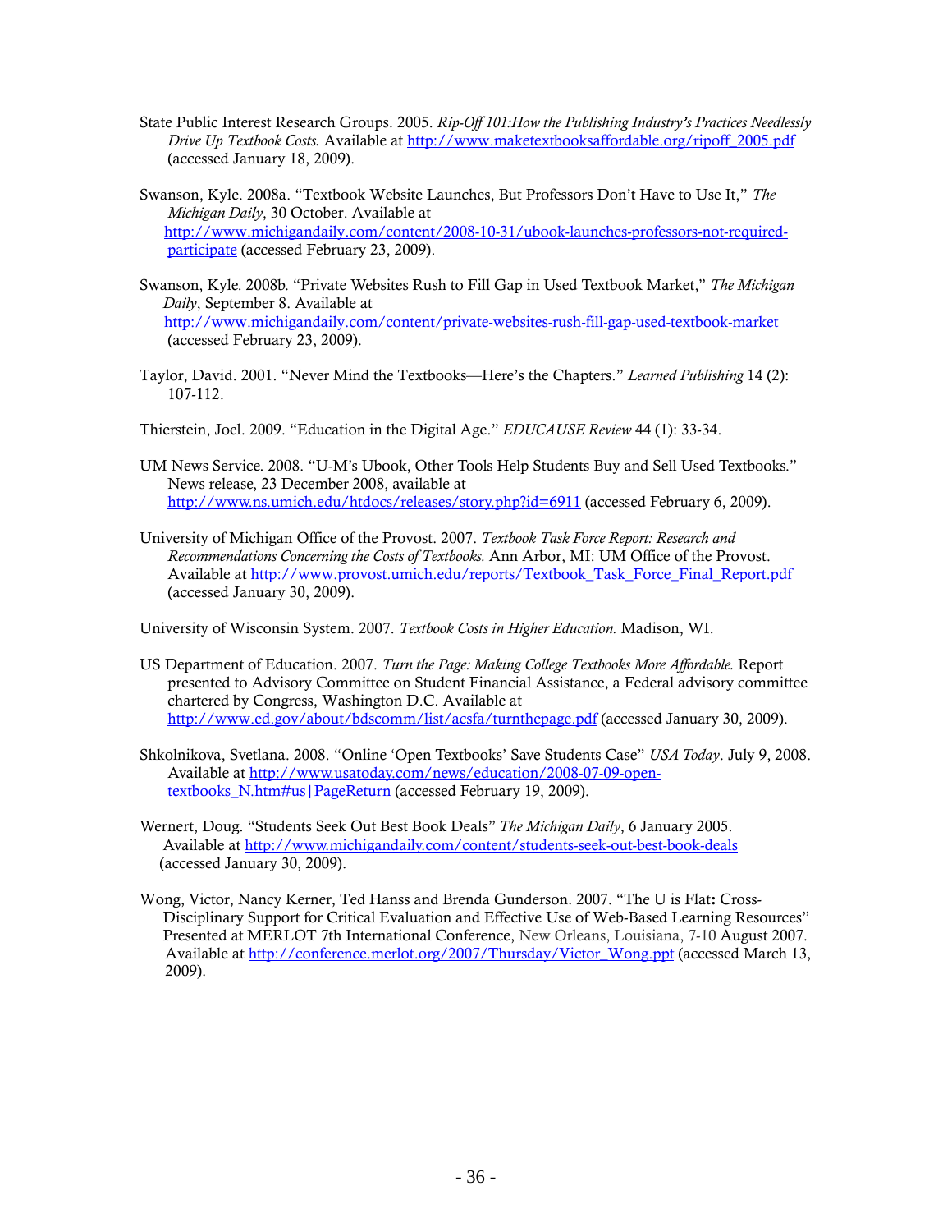State Public Interest Research Groups. 2005. *Rip-Off 101:How the Publishing Industry's Practices Needlessly Drive Up Textbook Costs.* Available at http://www.maketextbooksaffordable.org/ripoff_2005.pdf (accessed January 18, 2009).

Swanson, Kyle. 2008a. "Textbook Website Launches, But Professors Don't Have to Use It," *The Michigan Daily*, 30 October. Available at http://www.michigandaily.com/content/2008-10-31/ubook-launches-professors-not-required-participate (accessed February 23, 2009).

Swanson, Kyle. 2008b. "Private Websites Rush to Fill Gap in Used Textbook Market," *The Michigan Daily*, September 8. Available at http://www.michigandaily.com/content/private-websites-rush-fill-gap-used-textbook-market (accessed February 23, 2009).

Taylor, David. 2001. "Never Mind the Textbooks—Here's the Chapters." *Learned Publishing* 14 (2): 107-112.

Thierstein, Joel. 2009. "Education in the Digital Age." *EDUCAUSE Review* 44 (1): 33-34.

UM News Service. 2008. "U-M's Ubook, Other Tools Help Students Buy and Sell Used Textbooks." News release, 23 December 2008, available at http://www.ns.umich.edu/htdocs/releases/story.php?id=6911 (accessed February 6, 2009).

University of Michigan Office of the Provost. 2007. *Textbook Task Force Report: Research and Recommendations Concerning the Costs of Textbooks.* Ann Arbor, MI: UM Office of the Provost. Available at http://www.provost.umich.edu/reports/Textbook_Task_Force_Final_Report.pdf (accessed January 30, 2009).

University of Wisconsin System. 2007. *Textbook Costs in Higher Education.* Madison, WI.

US Department of Education. 2007. *Turn the Page: Making College Textbooks More Affordable.* Report presented to Advisory Committee on Student Financial Assistance, a Federal advisory committee chartered by Congress, Washington D.C. Available at http://www.ed.gov/about/bdscomm/list/acsfa/turnthepage.pdf (accessed January 30, 2009).

Shkolnikova, Svetlana. 2008. "Online 'Open Textbooks' Save Students Case" *USA Today*. July 9, 2008. Available at http://www.usatoday.com/news/education/2008-07-09-open-textbooks_N.htm#us|PageReturn (accessed February 19, 2009).

Wernert, Doug. "Students Seek Out Best Book Deals" *The Michigan Daily*, 6 January 2005. Available at http://www.michigandaily.com/content/students-seek-out-best-book-deals (accessed January 30, 2009).

Wong, Victor, Nancy Kerner, Ted Hanss and Brenda Gunderson. 2007. "The U is Flat**:** Cross-Disciplinary Support for Critical Evaluation and Effective Use of Web-Based Learning Resources" Presented at MERLOT 7th International Conference, New Orleans, Louisiana, 7-10 August 2007. Available at http://conference.merlot.org/2007/Thursday/Victor_Wong.ppt (accessed March 13, 2009).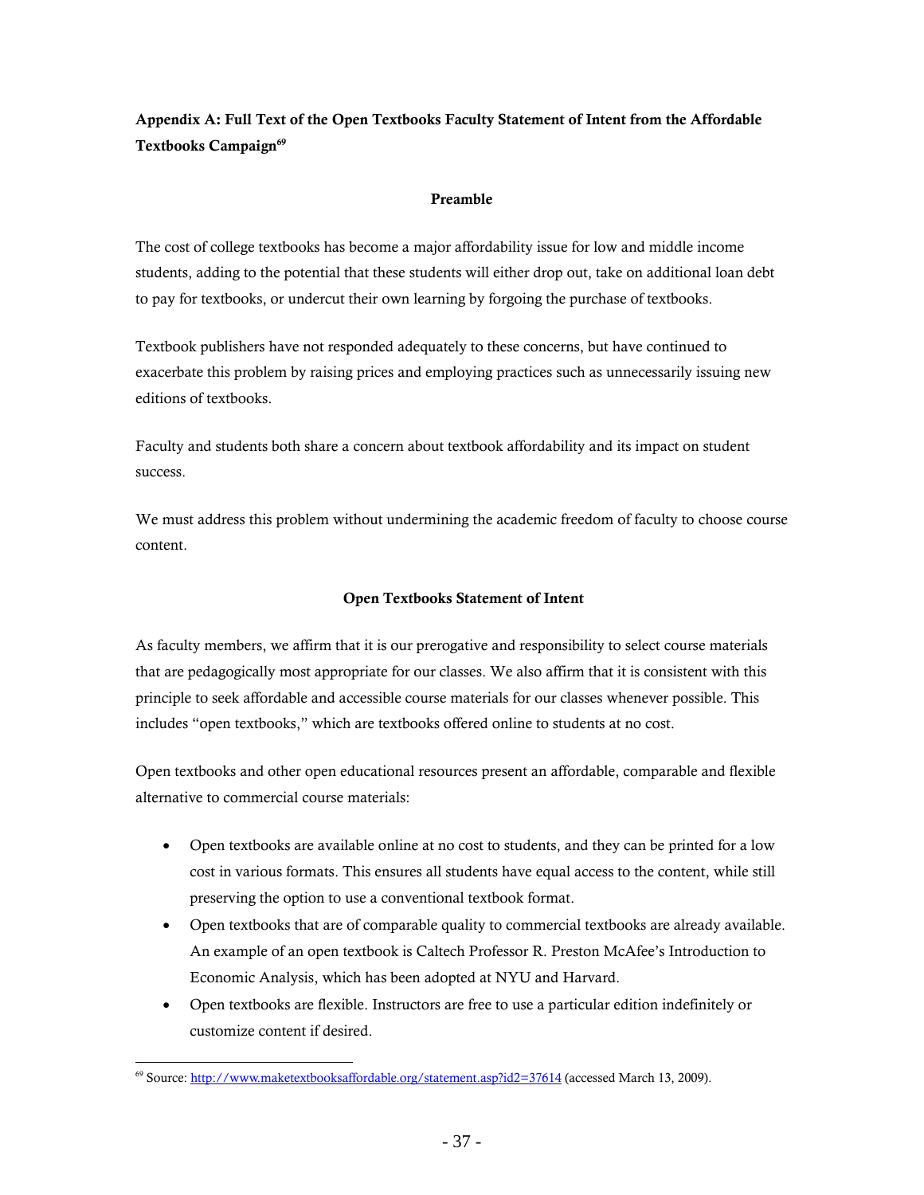**Appendix A: Full Text of the Open Textbooks Faculty Statement of Intent from the Affordable Textbooks Campaign[69]**

**Preamble**

The cost of college textbooks has become a major affordability issue for low and middle income students, adding to the potential that these students will either drop out, take on additional loan debt to pay for textbooks, or undercut their own learning by forgoing the purchase of textbooks.

Textbook publishers have not responded adequately to these concerns, but have continued to exacerbate this problem by raising prices and employing practices such as unnecessarily issuing new editions of textbooks.

Faculty and students both share a concern about textbook affordability and its impact on student success.

We must address this problem without undermining the academic freedom of faculty to choose course content.

**Open Textbooks Statement of Intent**

As faculty members, we affirm that it is our prerogative and responsibility to select course materials that are pedagogically most appropriate for our classes. We also affirm that it is consistent with this principle to seek affordable and accessible course materials for our classes whenever possible. This includes "open textbooks," which are textbooks offered online to students at no cost.

Open textbooks and other open educational resources present an affordable, comparable and flexible alternative to commercial course materials:

- Open textbooks are available online at no cost to students, and they can be printed for a low cost in various formats. This ensures all students have equal access to the content, while still preserving the option to use a conventional textbook format.
- Open textbooks that are of comparable quality to commercial textbooks are already available. An example of an open textbook is Caltech Professor R. Preston McAfee's Introduction to Economic Analysis, which has been adopted at NYU and Harvard.
- Open textbooks are flexible. Instructors are free to use a particular edition indefinitely or customize content if desired.

---

[69] Source: http://www.maketextbooksaffordable.org/statement.asp?id2=37614 (accessed March 13, 2009).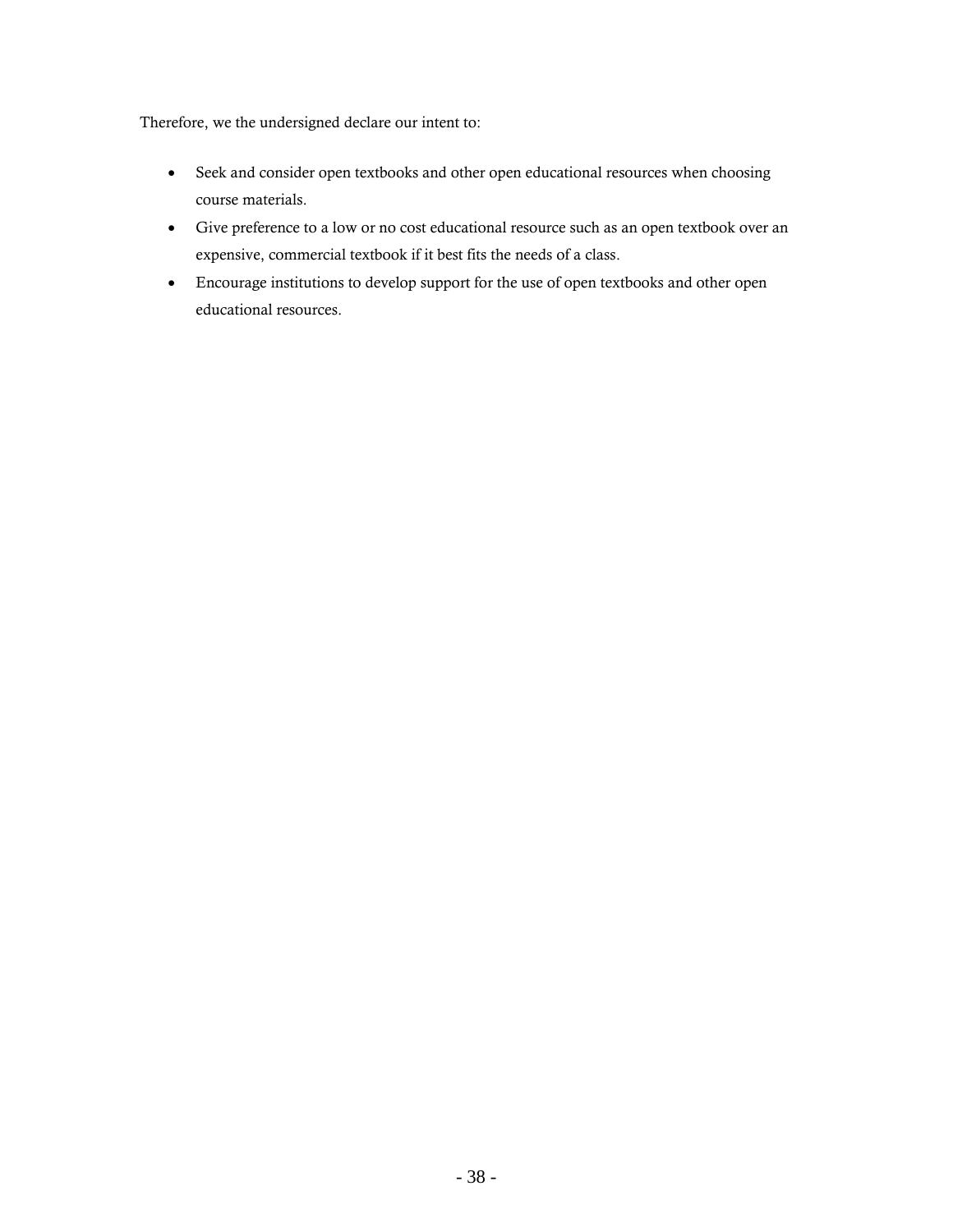Therefore, we the undersigned declare our intent to:

- Seek and consider open textbooks and other open educational resources when choosing course materials.
- Give preference to a low or no cost educational resource such as an open textbook over an expensive, commercial textbook if it best fits the needs of a class.
- Encourage institutions to develop support for the use of open textbooks and other open educational resources.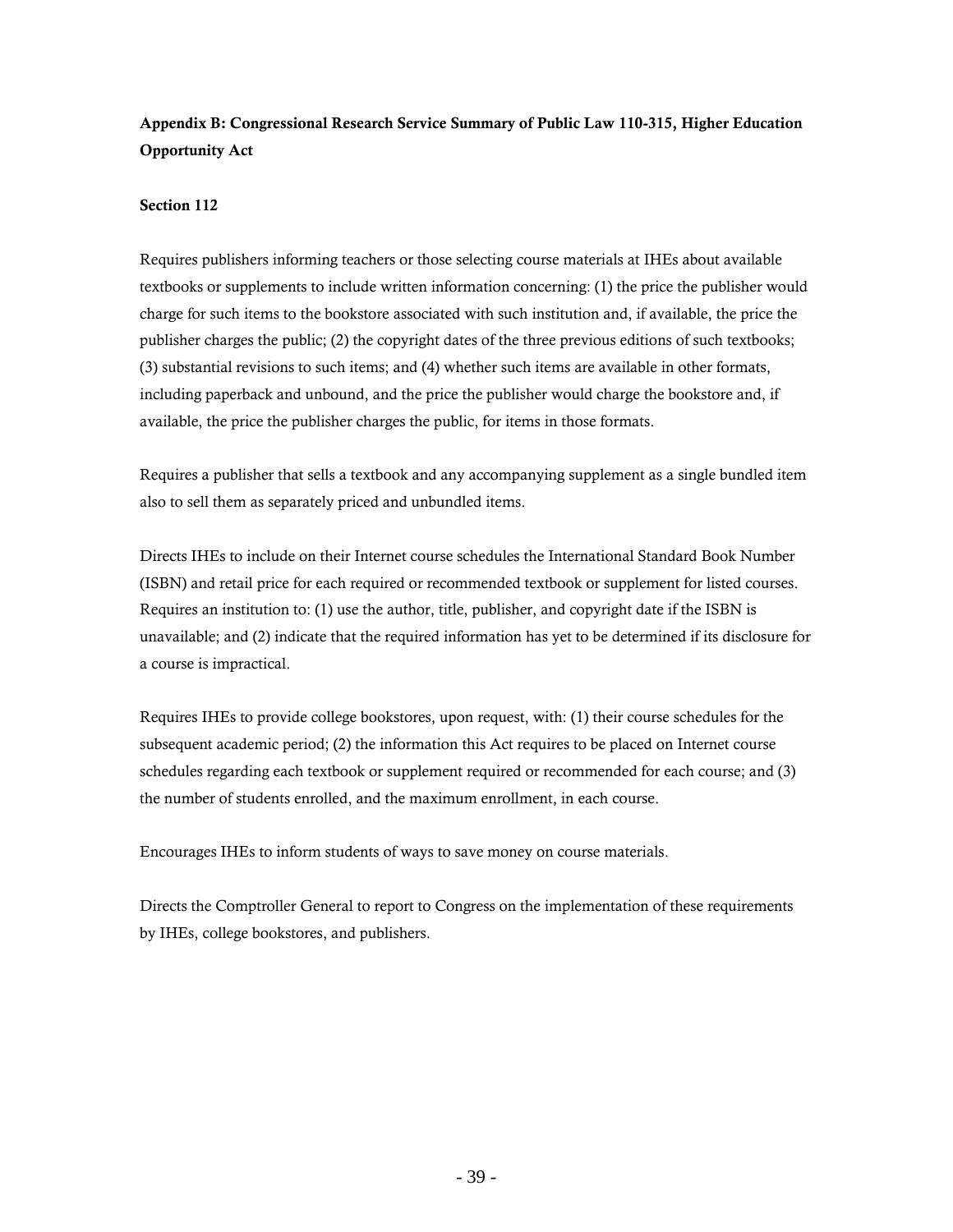## Appendix B: Congressional Research Service Summary of Public Law 110-315, Higher Education Opportunity Act

### Section 112

Requires publishers informing teachers or those selecting course materials at IHEs about available textbooks or supplements to include written information concerning: (1) the price the publisher would charge for such items to the bookstore associated with such institution and, if available, the price the publisher charges the public; (2) the copyright dates of the three previous editions of such textbooks; (3) substantial revisions to such items; and (4) whether such items are available in other formats, including paperback and unbound, and the price the publisher would charge the bookstore and, if available, the price the publisher charges the public, for items in those formats.

Requires a publisher that sells a textbook and any accompanying supplement as a single bundled item also to sell them as separately priced and unbundled items.

Directs IHEs to include on their Internet course schedules the International Standard Book Number (ISBN) and retail price for each required or recommended textbook or supplement for listed courses. Requires an institution to: (1) use the author, title, publisher, and copyright date if the ISBN is unavailable; and (2) indicate that the required information has yet to be determined if its disclosure for a course is impractical.

Requires IHEs to provide college bookstores, upon request, with: (1) their course schedules for the subsequent academic period; (2) the information this Act requires to be placed on Internet course schedules regarding each textbook or supplement required or recommended for each course; and (3) the number of students enrolled, and the maximum enrollment, in each course.

Encourages IHEs to inform students of ways to save money on course materials.

Directs the Comptroller General to report to Congress on the implementation of these requirements by IHEs, college bookstores, and publishers.